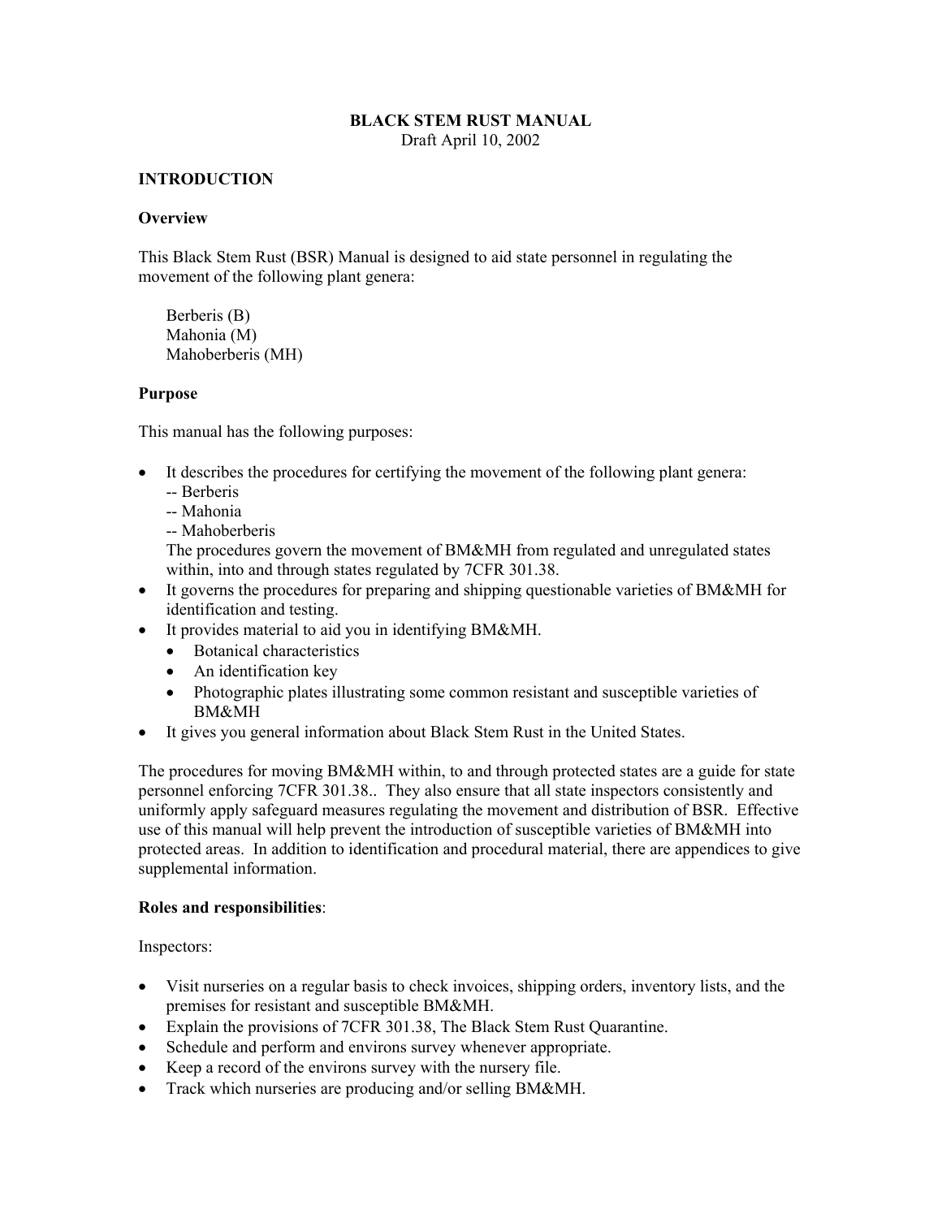# BLACK STEM RUST MANUAL

Draft April 10, 2002

## INTRODUCTION

### Overview

This Black Stem Rust (BSR) Manual is designed to aid state personnel in regulating the movement of the following plant genera:

Berberis (B)
Mahonia (M)
Mahoberberis (MH)

### Purpose

This manual has the following purposes:

- It describes the procedures for certifying the movement of the following plant genera:
  -- Berberis
  -- Mahonia
  -- Mahoberberis
  The procedures govern the movement of BM&MH from regulated and unregulated states within, into and through states regulated by 7CFR 301.38.
- It governs the procedures for preparing and shipping questionable varieties of BM&MH for identification and testing.
- It provides material to aid you in identifying BM&MH.
  - Botanical characteristics
  - An identification key
  - Photographic plates illustrating some common resistant and susceptible varieties of BM&MH
- It gives you general information about Black Stem Rust in the United States.

The procedures for moving BM&MH within, to and through protected states are a guide for state personnel enforcing 7CFR 301.38.. They also ensure that all state inspectors consistently and uniformly apply safeguard measures regulating the movement and distribution of BSR. Effective use of this manual will help prevent the introduction of susceptible varieties of BM&MH into protected areas. In addition to identification and procedural material, there are appendices to give supplemental information.

### Roles and responsibilities:

Inspectors:

- Visit nurseries on a regular basis to check invoices, shipping orders, inventory lists, and the premises for resistant and susceptible BM&MH.
- Explain the provisions of 7CFR 301.38, The Black Stem Rust Quarantine.
- Schedule and perform and environs survey whenever appropriate.
- Keep a record of the environs survey with the nursery file.
- Track which nurseries are producing and/or selling BM&MH.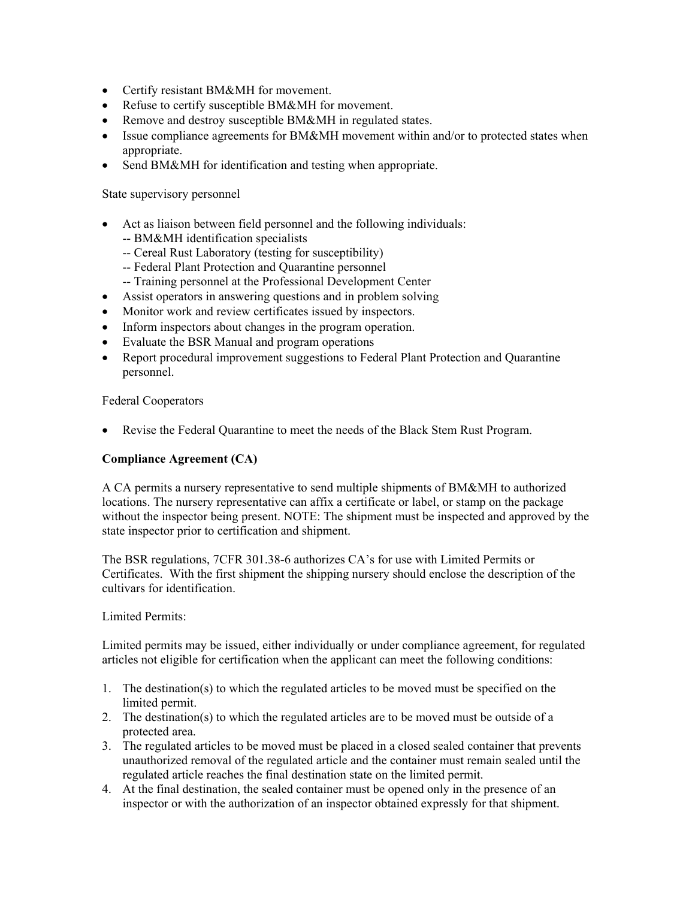- Certify resistant BM&MH for movement.
- Refuse to certify susceptible BM&MH for movement.
- Remove and destroy susceptible BM&MH in regulated states.
- Issue compliance agreements for BM&MH movement within and/or to protected states when appropriate.
- Send BM&MH for identification and testing when appropriate.

State supervisory personnel

- Act as liaison between field personnel and the following individuals:
  -- BM&MH identification specialists
  -- Cereal Rust Laboratory (testing for susceptibility)
  -- Federal Plant Protection and Quarantine personnel
  -- Training personnel at the Professional Development Center
- Assist operators in answering questions and in problem solving
- Monitor work and review certificates issued by inspectors.
- Inform inspectors about changes in the program operation.
- Evaluate the BSR Manual and program operations
- Report procedural improvement suggestions to Federal Plant Protection and Quarantine personnel.

Federal Cooperators

- Revise the Federal Quarantine to meet the needs of the Black Stem Rust Program.

**Compliance Agreement (CA)**

A CA permits a nursery representative to send multiple shipments of BM&MH to authorized locations. The nursery representative can affix a certificate or label, or stamp on the package without the inspector being present. NOTE: The shipment must be inspected and approved by the state inspector prior to certification and shipment.

The BSR regulations, 7CFR 301.38-6 authorizes CA's for use with Limited Permits or Certificates. With the first shipment the shipping nursery should enclose the description of the cultivars for identification.

Limited Permits:

Limited permits may be issued, either individually or under compliance agreement, for regulated articles not eligible for certification when the applicant can meet the following conditions:

1. The destination(s) to which the regulated articles to be moved must be specified on the limited permit.
2. The destination(s) to which the regulated articles are to be moved must be outside of a protected area.
3. The regulated articles to be moved must be placed in a closed sealed container that prevents unauthorized removal of the regulated article and the container must remain sealed until the regulated article reaches the final destination state on the limited permit.
4. At the final destination, the sealed container must be opened only in the presence of an inspector or with the authorization of an inspector obtained expressly for that shipment.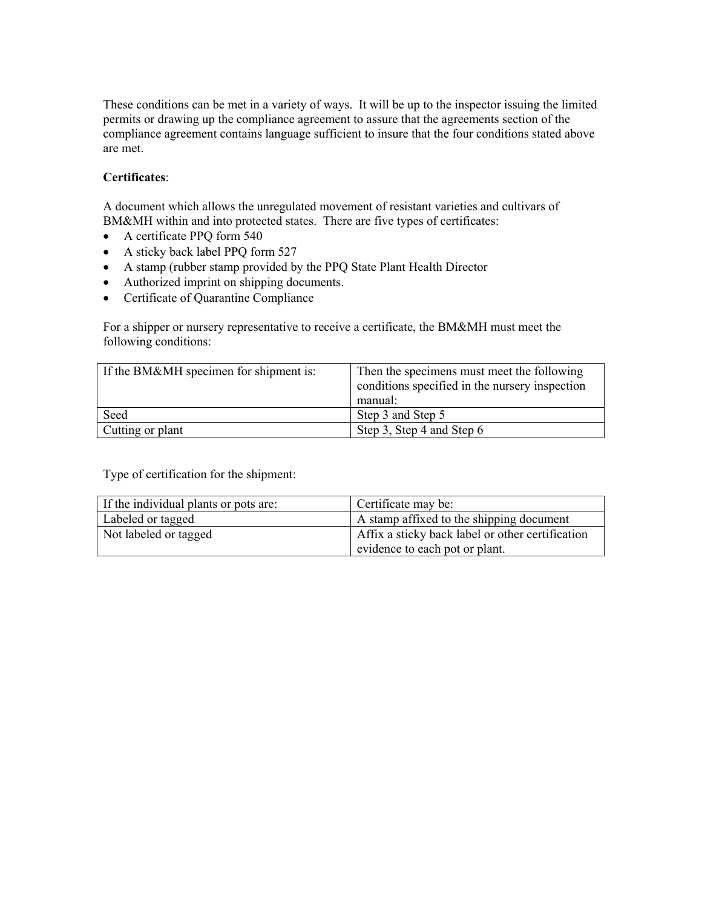These conditions can be met in a variety of ways. It will be up to the inspector issuing the limited permits or drawing up the compliance agreement to assure that the agreements section of the compliance agreement contains language sufficient to insure that the four conditions stated above are met.

**Certificates**:

A document which allows the unregulated movement of resistant varieties and cultivars of BM&MH within and into protected states. There are five types of certificates:

- A certificate PPQ form 540
- A sticky back label PPQ form 527
- A stamp (rubber stamp provided by the PPQ State Plant Health Director
- Authorized imprint on shipping documents.
- Certificate of Quarantine Compliance

For a shipper or nursery representative to receive a certificate, the BM&MH must meet the following conditions:

| If the BM&MH specimen for shipment is: | Then the specimens must meet the following conditions specified in the nursery inspection manual: |
|---|---|
| Seed | Step 3 and Step 5 |
| Cutting or plant | Step 3, Step 4 and Step 6 |

Type of certification for the shipment:

| If the individual plants or pots are: | Certificate may be: |
|---|---|
| Labeled or tagged | A stamp affixed to the shipping document |
| Not labeled or tagged | Affix a sticky back label or other certification evidence to each pot or plant. |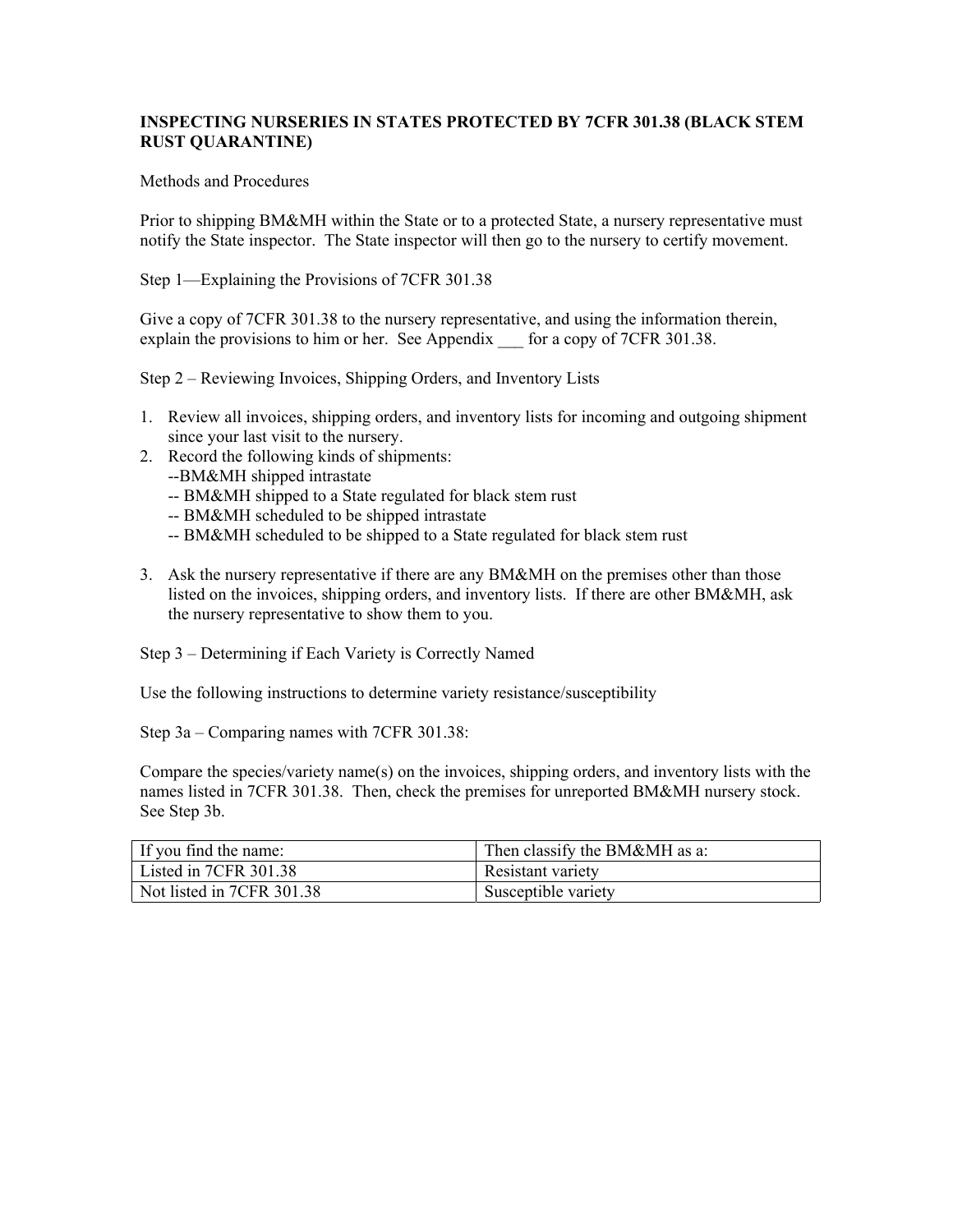# INSPECTING NURSERIES IN STATES PROTECTED BY 7CFR 301.38 (BLACK STEM RUST QUARANTINE)

Methods and Procedures

Prior to shipping BM&MH within the State or to a protected State, a nursery representative must notify the State inspector. The State inspector will then go to the nursery to certify movement.

Step 1—Explaining the Provisions of 7CFR 301.38

Give a copy of 7CFR 301.38 to the nursery representative, and using the information therein, explain the provisions to him or her. See Appendix ___ for a copy of 7CFR 301.38.

Step 2 – Reviewing Invoices, Shipping Orders, and Inventory Lists

1. Review all invoices, shipping orders, and inventory lists for incoming and outgoing shipment since your last visit to the nursery.
2. Record the following kinds of shipments:
   --BM&MH shipped intrastate
   -- BM&MH shipped to a State regulated for black stem rust
   -- BM&MH scheduled to be shipped intrastate
   -- BM&MH scheduled to be shipped to a State regulated for black stem rust

3. Ask the nursery representative if there are any BM&MH on the premises other than those listed on the invoices, shipping orders, and inventory lists. If there are other BM&MH, ask the nursery representative to show them to you.

Step 3 – Determining if Each Variety is Correctly Named

Use the following instructions to determine variety resistance/susceptibility

Step 3a – Comparing names with 7CFR 301.38:

Compare the species/variety name(s) on the invoices, shipping orders, and inventory lists with the names listed in 7CFR 301.38. Then, check the premises for unreported BM&MH nursery stock. See Step 3b.

| If you find the name: | Then classify the BM&MH as a: |
|---|---|
| Listed in 7CFR 301.38 | Resistant variety |
| Not listed in 7CFR 301.38 | Susceptible variety |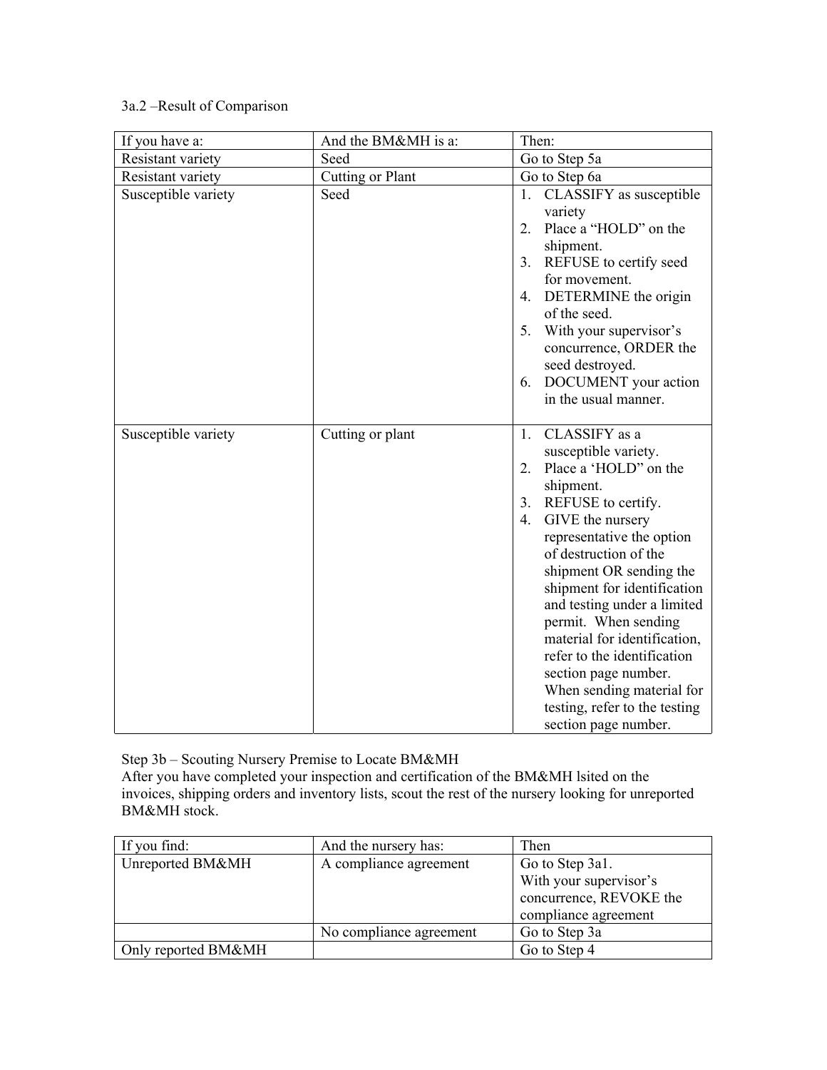3a.2 –Result of Comparison

| If you have a: | And the BM&MH is a: | Then: |
| --- | --- | --- |
| Resistant variety | Seed | Go to Step 5a |
| Resistant variety | Cutting or Plant | Go to Step 6a |
| Susceptible variety | Seed | 1. CLASSIFY as susceptible variety<br>2. Place a "HOLD" on the shipment.<br>3. REFUSE to certify seed for movement.<br>4. DETERMINE the origin of the seed.<br>5. With your supervisor's concurrence, ORDER the seed destroyed.<br>6. DOCUMENT your action in the usual manner. |
| Susceptible variety | Cutting or plant | 1. CLASSIFY as a susceptible variety.<br>2. Place a 'HOLD" on the shipment.<br>3. REFUSE to certify.<br>4. GIVE the nursery representative the option of destruction of the shipment OR sending the shipment for identification and testing under a limited permit. When sending material for identification, refer to the identification section page number. When sending material for testing, refer to the testing section page number. |

Step 3b – Scouting Nursery Premise to Locate BM&MH

After you have completed your inspection and certification of the BM&MH lsited on the invoices, shipping orders and inventory lists, scout the rest of the nursery looking for unreported BM&MH stock.

| If you find: | And the nursery has: | Then |
| --- | --- | --- |
| Unreported BM&MH | A compliance agreement | Go to Step 3a1.<br>With your supervisor's concurrence, REVOKE the compliance agreement |
| | No compliance agreement | Go to Step 3a |
| Only reported BM&MH | | Go to Step 4 |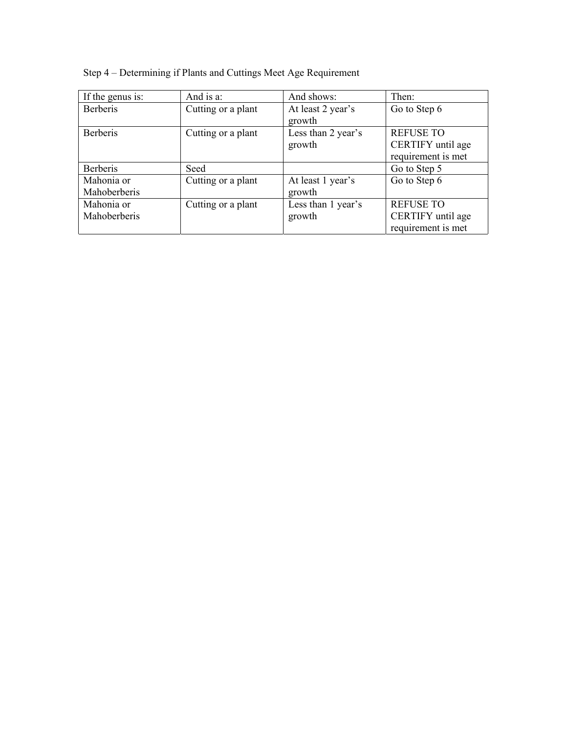Step 4 – Determining if Plants and Cuttings Meet Age Requirement

| If the genus is: | And is a: | And shows: | Then: |
|---|---|---|---|
| Berberis | Cutting or a plant | At least 2 year's growth | Go to Step 6 |
| Berberis | Cutting or a plant | Less than 2 year's growth | REFUSE TO CERTIFY until age requirement is met |
| Berberis | Seed | | Go to Step 5 |
| Mahonia or Mahoberberis | Cutting or a plant | At least 1 year's growth | Go to Step 6 |
| Mahonia or Mahoberberis | Cutting or a plant | Less than 1 year's growth | REFUSE TO CERTIFY until age requirement is met |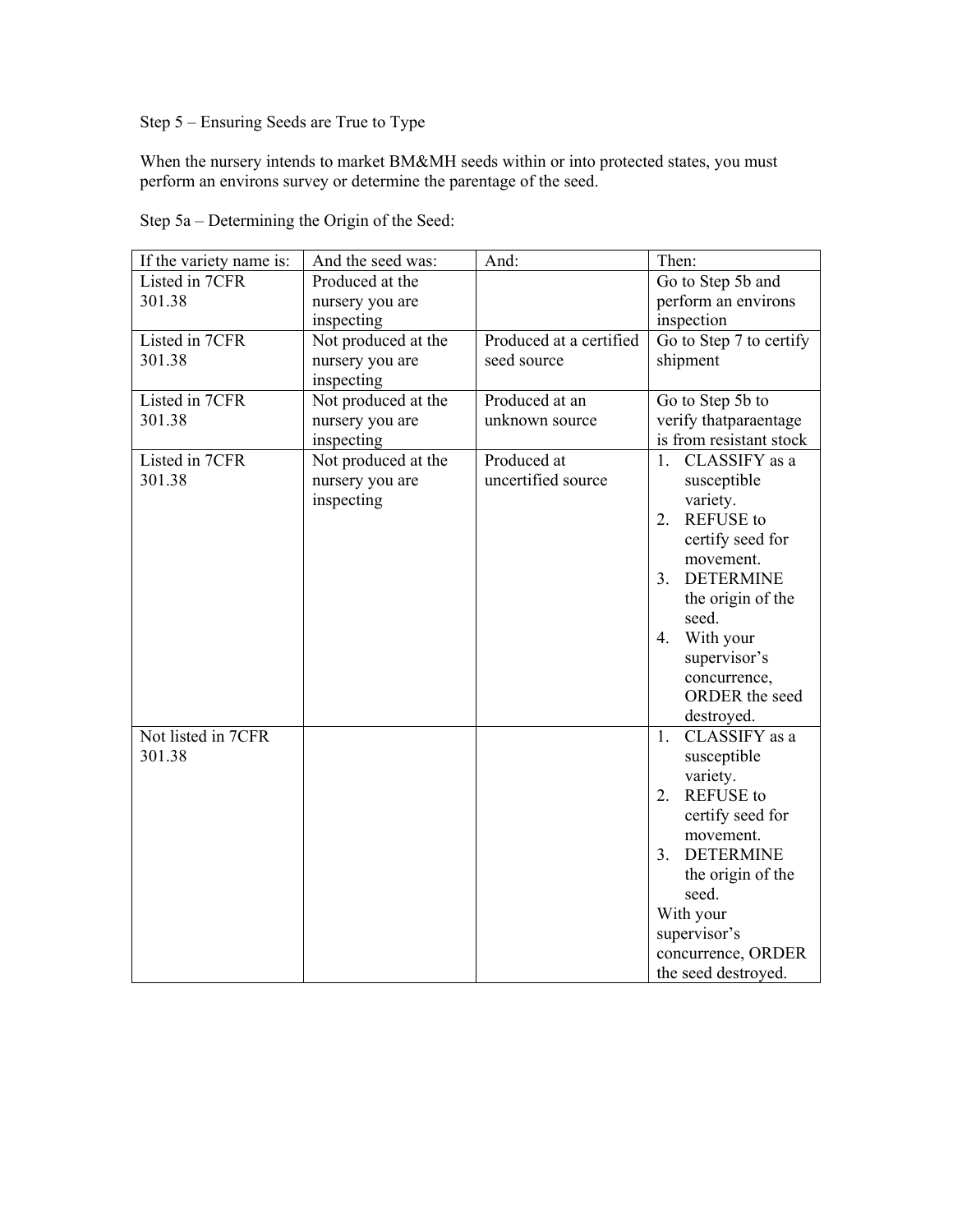Step 5 – Ensuring Seeds are True to Type

When the nursery intends to market BM&MH seeds within or into protected states, you must perform an environs survey or determine the parentage of the seed.

Step 5a – Determining the Origin of the Seed:

| If the variety name is: | And the seed was: | And: | Then: |
| --- | --- | --- | --- |
| Listed in 7CFR 301.38 | Produced at the nursery you are inspecting | | Go to Step 5b and perform an environs inspection |
| Listed in 7CFR 301.38 | Not produced at the nursery you are inspecting | Produced at a certified seed source | Go to Step 7 to certify shipment |
| Listed in 7CFR 301.38 | Not produced at the nursery you are inspecting | Produced at an unknown source | Go to Step 5b to verify thatparaentage is from resistant stock |
| Listed in 7CFR 301.38 | Not produced at the nursery you are inspecting | Produced at uncertified source | 1. CLASSIFY as a susceptible variety. 2. REFUSE to certify seed for movement. 3. DETERMINE the origin of the seed. 4. With your supervisor's concurrence, ORDER the seed destroyed. |
| Not listed in 7CFR 301.38 | | | 1. CLASSIFY as a susceptible variety. 2. REFUSE to certify seed for movement. 3. DETERMINE the origin of the seed. With your supervisor's concurrence, ORDER the seed destroyed. |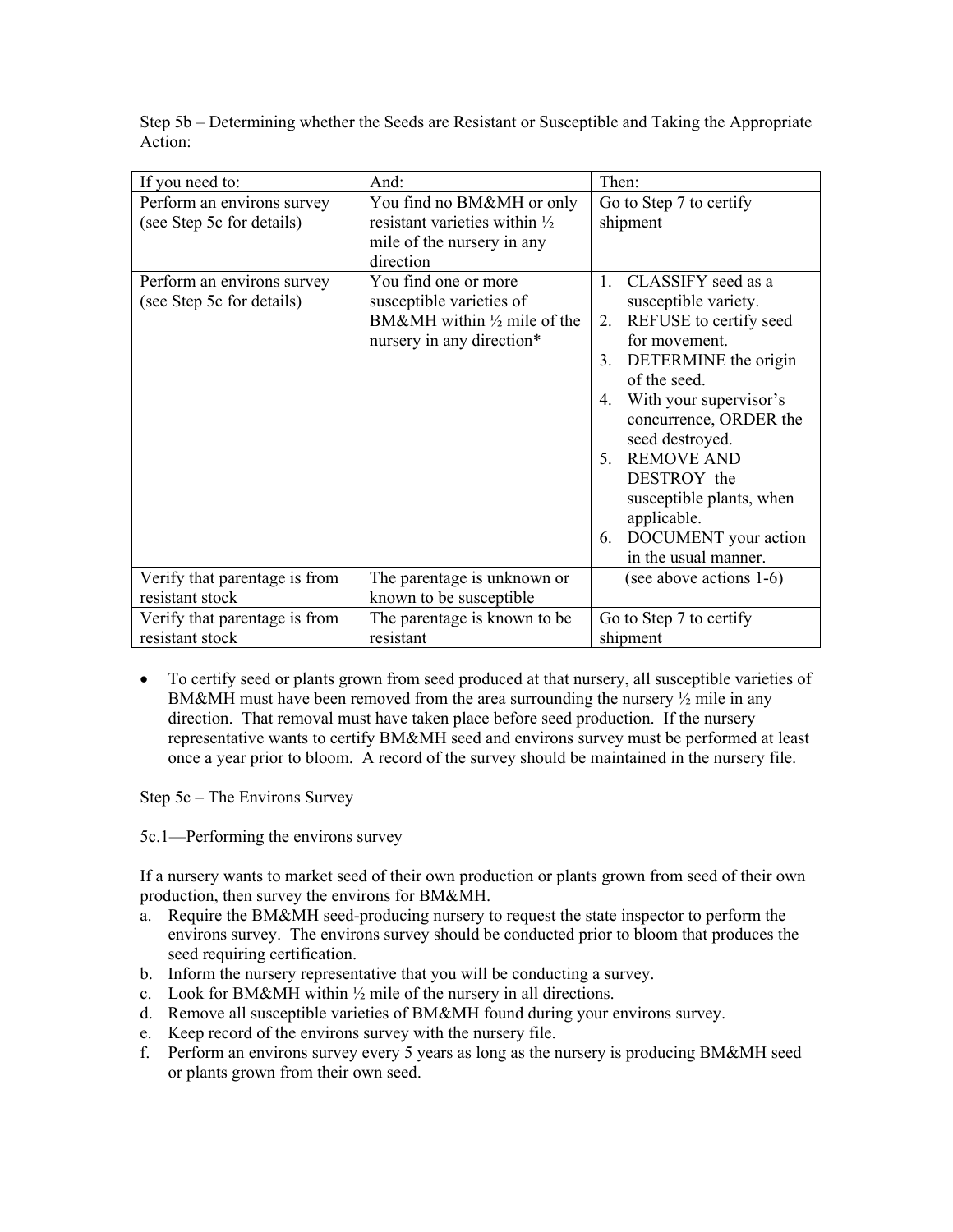Step 5b – Determining whether the Seeds are Resistant or Susceptible and Taking the Appropriate Action:

| If you need to: | And: | Then: |
|---|---|---|
| Perform an environs survey (see Step 5c for details) | You find no BM&MH or only resistant varieties within ½ mile of the nursery in any direction | Go to Step 7 to certify shipment |
| Perform an environs survey (see Step 5c for details) | You find one or more susceptible varieties of BM&MH within ½ mile of the nursery in any direction* | 1. CLASSIFY seed as a susceptible variety.<br>2. REFUSE to certify seed for movement.<br>3. DETERMINE the origin of the seed.<br>4. With your supervisor's concurrence, ORDER the seed destroyed.<br>5. REMOVE AND DESTROY the susceptible plants, when applicable.<br>6. DOCUMENT your action in the usual manner. |
| Verify that parentage is from resistant stock | The parentage is unknown or known to be susceptible | (see above actions 1-6) |
| Verify that parentage is from resistant stock | The parentage is known to be resistant | Go to Step 7 to certify shipment |

- To certify seed or plants grown from seed produced at that nursery, all susceptible varieties of BM&MH must have been removed from the area surrounding the nursery ½ mile in any direction. That removal must have taken place before seed production. If the nursery representative wants to certify BM&MH seed and environs survey must be performed at least once a year prior to bloom. A record of the survey should be maintained in the nursery file.

Step 5c – The Environs Survey

5c.1—Performing the environs survey

If a nursery wants to market seed of their own production or plants grown from seed of their own production, then survey the environs for BM&MH.

a. Require the BM&MH seed-producing nursery to request the state inspector to perform the environs survey. The environs survey should be conducted prior to bloom that produces the seed requiring certification.
b. Inform the nursery representative that you will be conducting a survey.
c. Look for BM&MH within ½ mile of the nursery in all directions.
d. Remove all susceptible varieties of BM&MH found during your environs survey.
e. Keep record of the environs survey with the nursery file.
f. Perform an environs survey every 5 years as long as the nursery is producing BM&MH seed or plants grown from their own seed.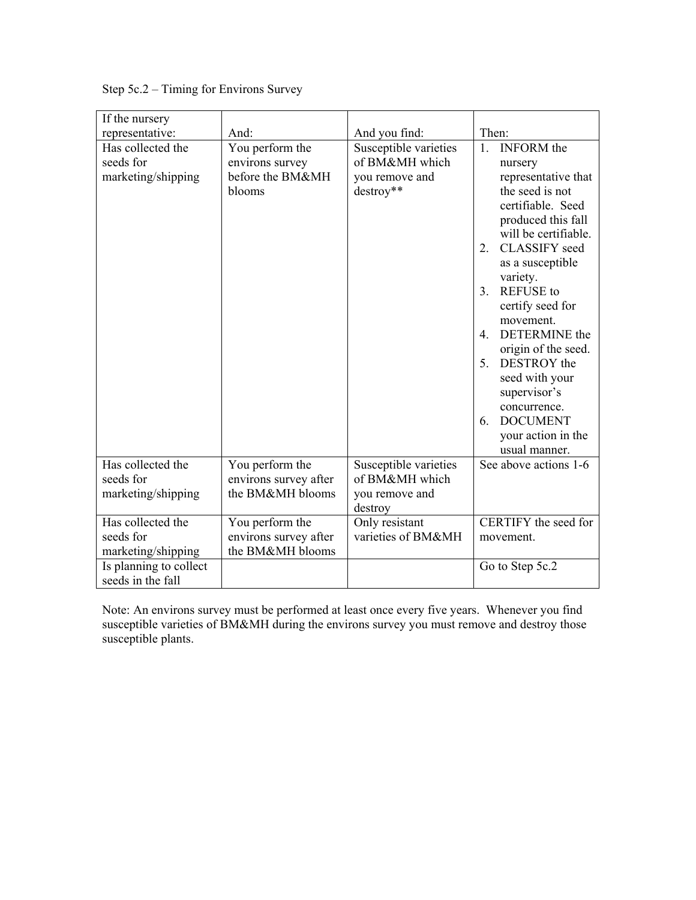Step 5c.2 – Timing for Environs Survey

| If the nursery representative: | And: | And you find: | Then: |
|---|---|---|---|
| Has collected the seeds for marketing/shipping | You perform the environs survey before the BM&MH blooms | Susceptible varieties of BM&MH which you remove and destroy** | 1. INFORM the nursery representative that the seed is not certifiable. Seed produced this fall will be certifiable.<br>2. CLASSIFY seed as a susceptible variety.<br>3. REFUSE to certify seed for movement.<br>4. DETERMINE the origin of the seed.<br>5. DESTROY the seed with your supervisor's concurrence.<br>6. DOCUMENT your action in the usual manner. |
| Has collected the seeds for marketing/shipping | You perform the environs survey after the BM&MH blooms | Susceptible varieties of BM&MH which you remove and destroy | See above actions 1-6 |
| Has collected the seeds for marketing/shipping | You perform the environs survey after the BM&MH blooms | Only resistant varieties of BM&MH | CERTIFY the seed for movement. |
| Is planning to collect seeds in the fall | | | Go to Step 5c.2 |

Note: An environs survey must be performed at least once every five years. Whenever you find susceptible varieties of BM&MH during the environs survey you must remove and destroy those susceptible plants.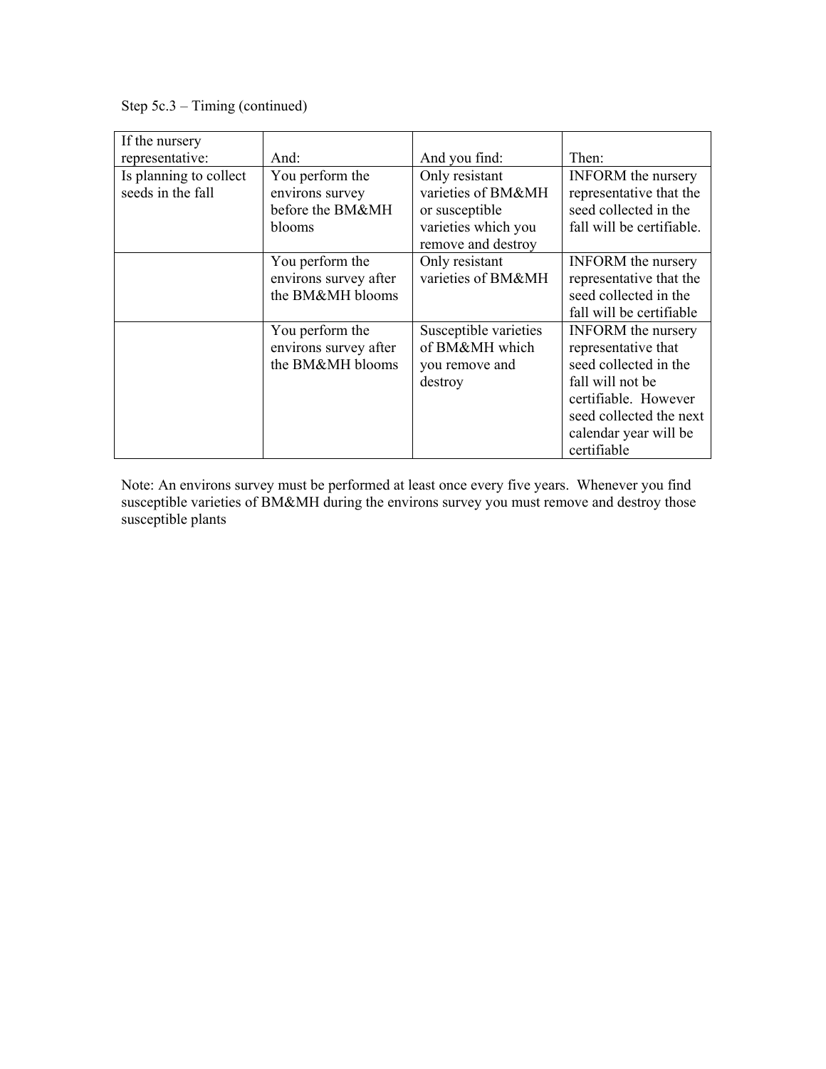Step 5c.3 – Timing (continued)

| If the nursery representative: | And: | And you find: | Then: |
| --- | --- | --- | --- |
| Is planning to collect seeds in the fall | You perform the environs survey before the BM&MH blooms | Only resistant varieties of BM&MH or susceptible varieties which you remove and destroy | INFORM the nursery representative that the seed collected in the fall will be certifiable. |
| | You perform the environs survey after the BM&MH blooms | Only resistant varieties of BM&MH | INFORM the nursery representative that the seed collected in the fall will be certifiable |
| | You perform the environs survey after the BM&MH blooms | Susceptible varieties of BM&MH which you remove and destroy | INFORM the nursery representative that seed collected in the fall will not be certifiable. However seed collected the next calendar year will be certifiable |

Note: An environs survey must be performed at least once every five years. Whenever you find susceptible varieties of BM&MH during the environs survey you must remove and destroy those susceptible plants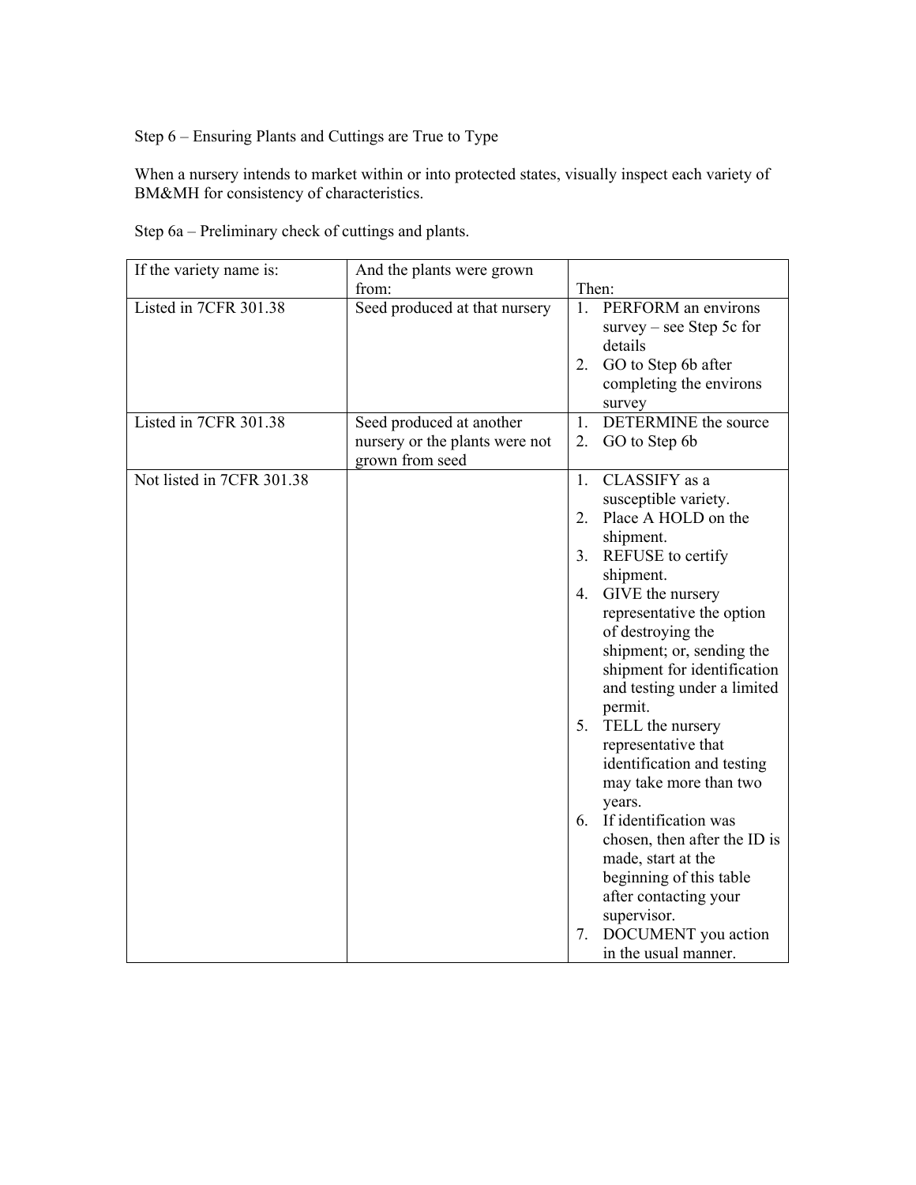Step 6 – Ensuring Plants and Cuttings are True to Type

When a nursery intends to market within or into protected states, visually inspect each variety of BM&MH for consistency of characteristics.

Step 6a – Preliminary check of cuttings and plants.

| If the variety name is: | And the plants were grown from: | Then: |
|---|---|---|
| Listed in 7CFR 301.38 | Seed produced at that nursery | 1. PERFORM an environs survey – see Step 5c for details<br>2. GO to Step 6b after completing the environs survey |
| Listed in 7CFR 301.38 | Seed produced at another nursery or the plants were not grown from seed | 1. DETERMINE the source<br>2. GO to Step 6b |
| Not listed in 7CFR 301.38 | | 1. CLASSIFY as a susceptible variety.<br>2. Place A HOLD on the shipment.<br>3. REFUSE to certify shipment.<br>4. GIVE the nursery representative the option of destroying the shipment; or, sending the shipment for identification and testing under a limited permit.<br>5. TELL the nursery representative that identification and testing may take more than two years.<br>6. If identification was chosen, then after the ID is made, start at the beginning of this table after contacting your supervisor.<br>7. DOCUMENT you action in the usual manner. |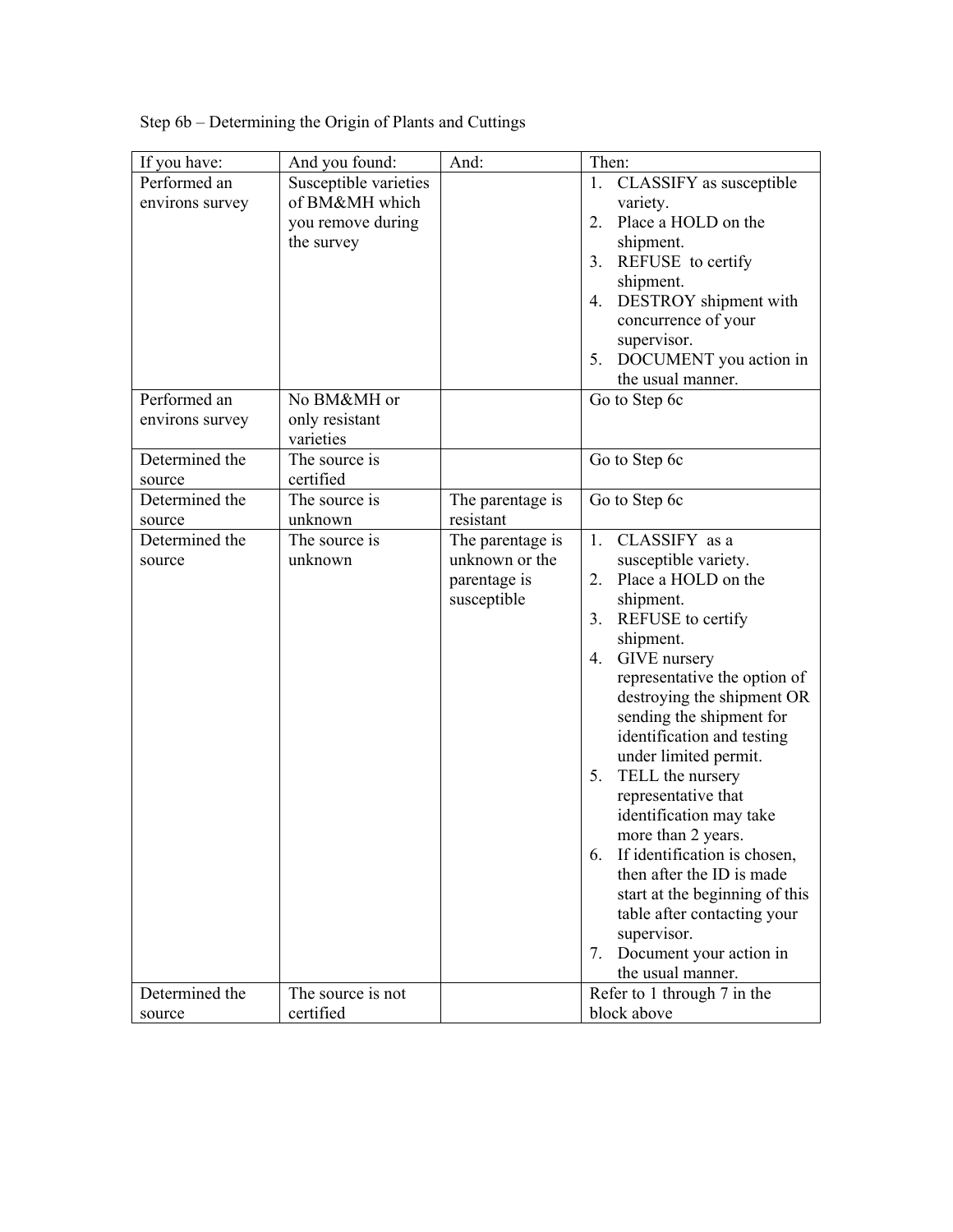Step 6b – Determining the Origin of Plants and Cuttings

| If you have: | And you found: | And: | Then: |
| --- | --- | --- | --- |
| Performed an environs survey | Susceptible varieties of BM&MH which you remove during the survey | | 1. CLASSIFY as susceptible variety.<br>2. Place a HOLD on the shipment.<br>3. REFUSE to certify shipment.<br>4. DESTROY shipment with concurrence of your supervisor.<br>5. DOCUMENT you action in the usual manner. |
| Performed an environs survey | No BM&MH or only resistant varieties | | Go to Step 6c |
| Determined the source | The source is certified | | Go to Step 6c |
| Determined the source | The source is unknown | The parentage is resistant | Go to Step 6c |
| Determined the source | The source is unknown | The parentage is unknown or the parentage is susceptible | 1. CLASSIFY as a susceptible variety.<br>2. Place a HOLD on the shipment.<br>3. REFUSE to certify shipment.<br>4. GIVE nursery representative the option of destroying the shipment OR sending the shipment for identification and testing under limited permit.<br>5. TELL the nursery representative that identification may take more than 2 years.<br>6. If identification is chosen, then after the ID is made start at the beginning of this table after contacting your supervisor.<br>7. Document your action in the usual manner. |
| Determined the source | The source is not certified | | Refer to 1 through 7 in the block above |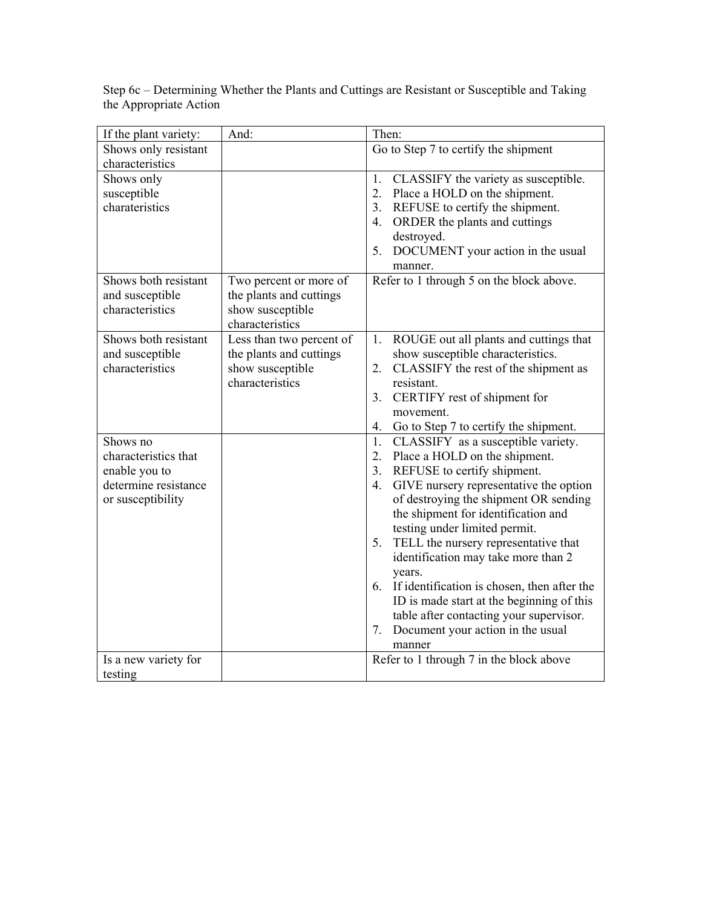Step 6c – Determining Whether the Plants and Cuttings are Resistant or Susceptible and Taking the Appropriate Action

| If the plant variety: | And: | Then: |
|---|---|---|
| Shows only resistant characteristics | | Go to Step 7 to certify the shipment |
| Shows only susceptible charateristics | | 1. CLASSIFY the variety as susceptible.<br>2. Place a HOLD on the shipment.<br>3. REFUSE to certify the shipment.<br>4. ORDER the plants and cuttings destroyed.<br>5. DOCUMENT your action in the usual manner. |
| Shows both resistant and susceptible characteristics | Two percent or more of the plants and cuttings show susceptible characteristics | Refer to 1 through 5 on the block above. |
| Shows both resistant and susceptible characteristics | Less than two percent of the plants and cuttings show susceptible characteristics | 1. ROUGE out all plants and cuttings that show susceptible characteristics.<br>2. CLASSIFY the rest of the shipment as resistant.<br>3. CERTIFY rest of shipment for movement.<br>4. Go to Step 7 to certify the shipment. |
| Shows no characteristics that enable you to determine resistance or susceptibility | | 1. CLASSIFY as a susceptible variety.<br>2. Place a HOLD on the shipment.<br>3. REFUSE to certify shipment.<br>4. GIVE nursery representative the option of destroying the shipment OR sending the shipment for identification and testing under limited permit.<br>5. TELL the nursery representative that identification may take more than 2 years.<br>6. If identification is chosen, then after the ID is made start at the beginning of this table after contacting your supervisor.<br>7. Document your action in the usual manner |
| Is a new variety for testing | | Refer to 1 through 7 in the block above |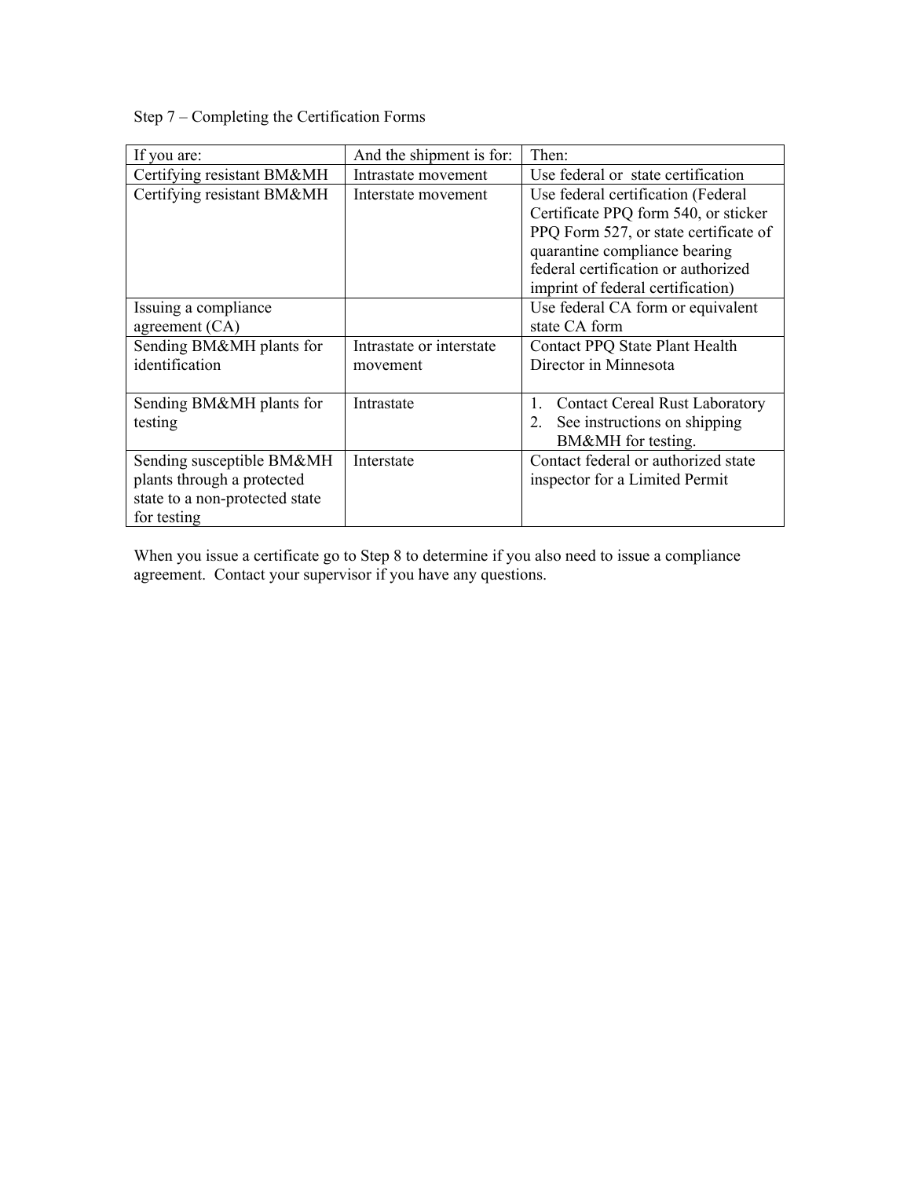Step 7 – Completing the Certification Forms

| If you are: | And the shipment is for: | Then: |
| --- | --- | --- |
| Certifying resistant BM&MH | Intrastate movement | Use federal or state certification |
| Certifying resistant BM&MH | Interstate movement | Use federal certification (Federal Certificate PPQ form 540, or sticker PPQ Form 527, or state certificate of quarantine compliance bearing federal certification or authorized imprint of federal certification) |
| Issuing a compliance agreement (CA) | | Use federal CA form or equivalent state CA form |
| Sending BM&MH plants for identification | Intrastate or interstate movement | Contact PPQ State Plant Health Director in Minnesota |
| Sending BM&MH plants for testing | Intrastate | 1. Contact Cereal Rust Laboratory<br>2. See instructions on shipping BM&MH for testing. |
| Sending susceptible BM&MH plants through a protected state to a non-protected state for testing | Interstate | Contact federal or authorized state inspector for a Limited Permit |

When you issue a certificate go to Step 8 to determine if you also need to issue a compliance agreement. Contact your supervisor if you have any questions.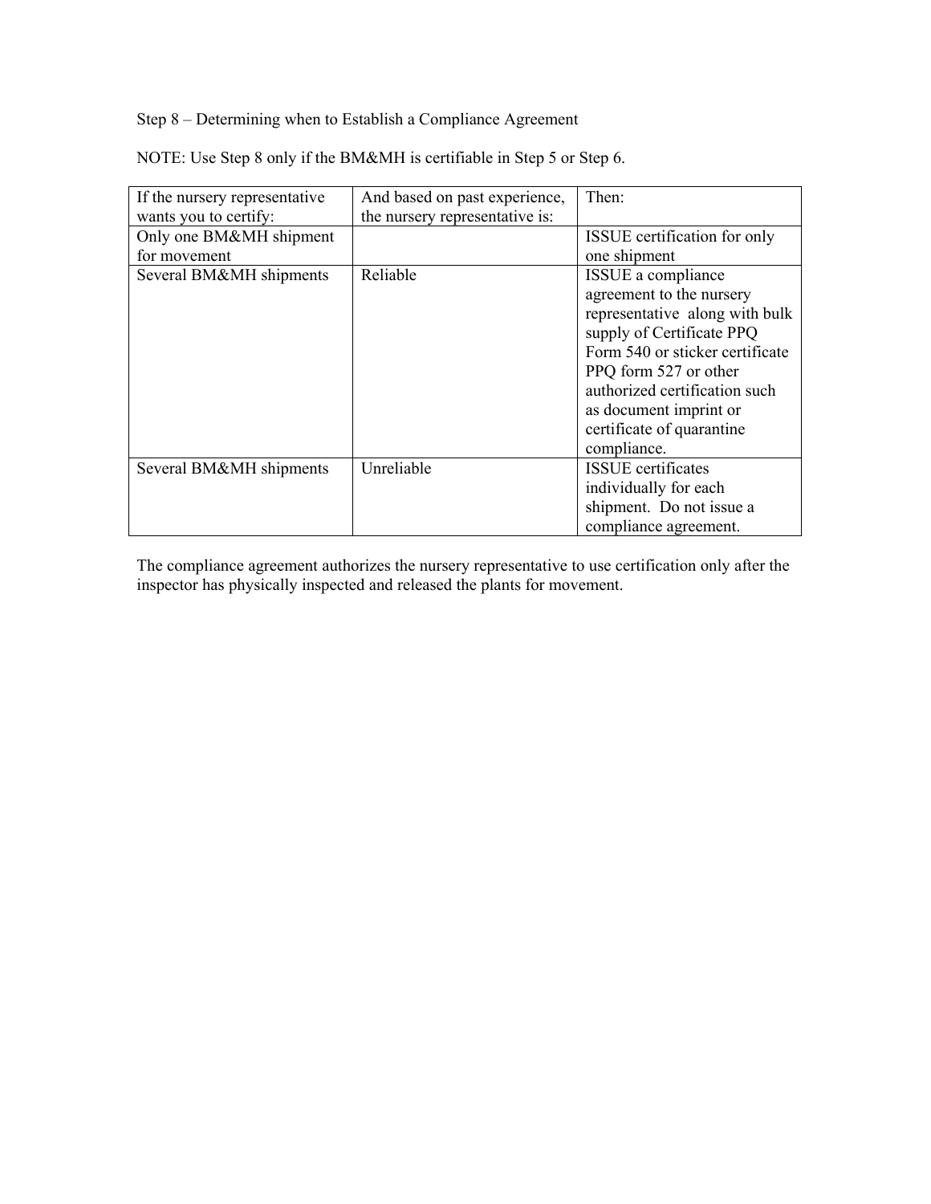Step 8 – Determining when to Establish a Compliance Agreement

NOTE: Use Step 8 only if the BM&MH is certifiable in Step 5 or Step 6.

| If the nursery representative wants you to certify: | And based on past experience, the nursery representative is: | Then: |
| --- | --- | --- |
| Only one BM&MH shipment for movement | | ISSUE certification for only one shipment |
| Several BM&MH shipments | Reliable | ISSUE a compliance agreement to the nursery representative along with bulk supply of Certificate PPQ Form 540 or sticker certificate PPQ form 527 or other authorized certification such as document imprint or certificate of quarantine compliance. |
| Several BM&MH shipments | Unreliable | ISSUE certificates individually for each shipment. Do not issue a compliance agreement. |

The compliance agreement authorizes the nursery representative to use certification only after the inspector has physically inspected and released the plants for movement.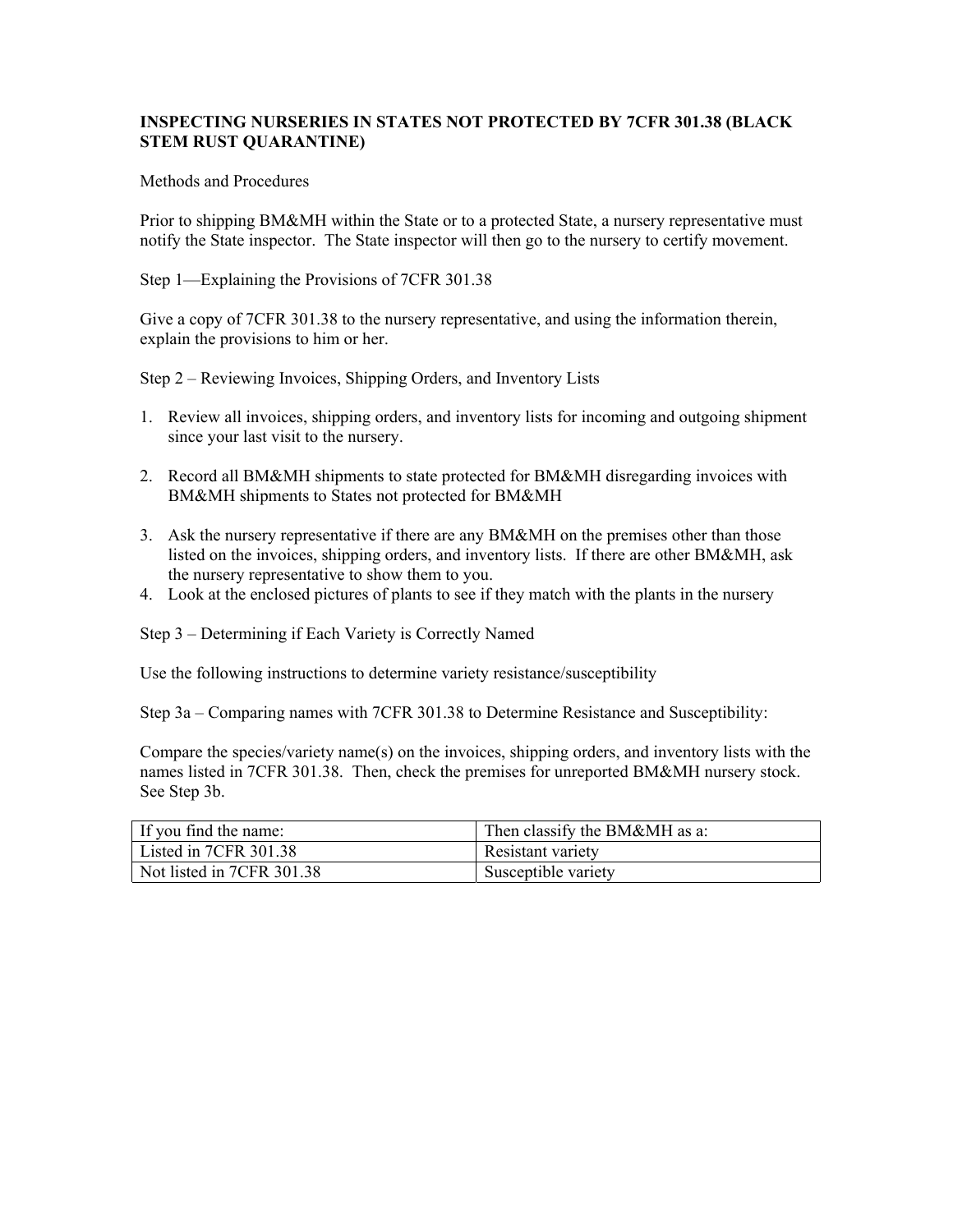**INSPECTING NURSERIES IN STATES NOT PROTECTED BY 7CFR 301.38 (BLACK STEM RUST QUARANTINE)**

Methods and Procedures

Prior to shipping BM&MH within the State or to a protected State, a nursery representative must notify the State inspector. The State inspector will then go to the nursery to certify movement.

Step 1—Explaining the Provisions of 7CFR 301.38

Give a copy of 7CFR 301.38 to the nursery representative, and using the information therein, explain the provisions to him or her.

Step 2 – Reviewing Invoices, Shipping Orders, and Inventory Lists

1. Review all invoices, shipping orders, and inventory lists for incoming and outgoing shipment since your last visit to the nursery.

2. Record all BM&MH shipments to state protected for BM&MH disregarding invoices with BM&MH shipments to States not protected for BM&MH

3. Ask the nursery representative if there are any BM&MH on the premises other than those listed on the invoices, shipping orders, and inventory lists. If there are other BM&MH, ask the nursery representative to show them to you.
4. Look at the enclosed pictures of plants to see if they match with the plants in the nursery

Step 3 – Determining if Each Variety is Correctly Named

Use the following instructions to determine variety resistance/susceptibility

Step 3a – Comparing names with 7CFR 301.38 to Determine Resistance and Susceptibility:

Compare the species/variety name(s) on the invoices, shipping orders, and inventory lists with the names listed in 7CFR 301.38. Then, check the premises for unreported BM&MH nursery stock. See Step 3b.

| If you find the name: | Then classify the BM&MH as a: |
|---|---|
| Listed in 7CFR 301.38 | Resistant variety |
| Not listed in 7CFR 301.38 | Susceptible variety |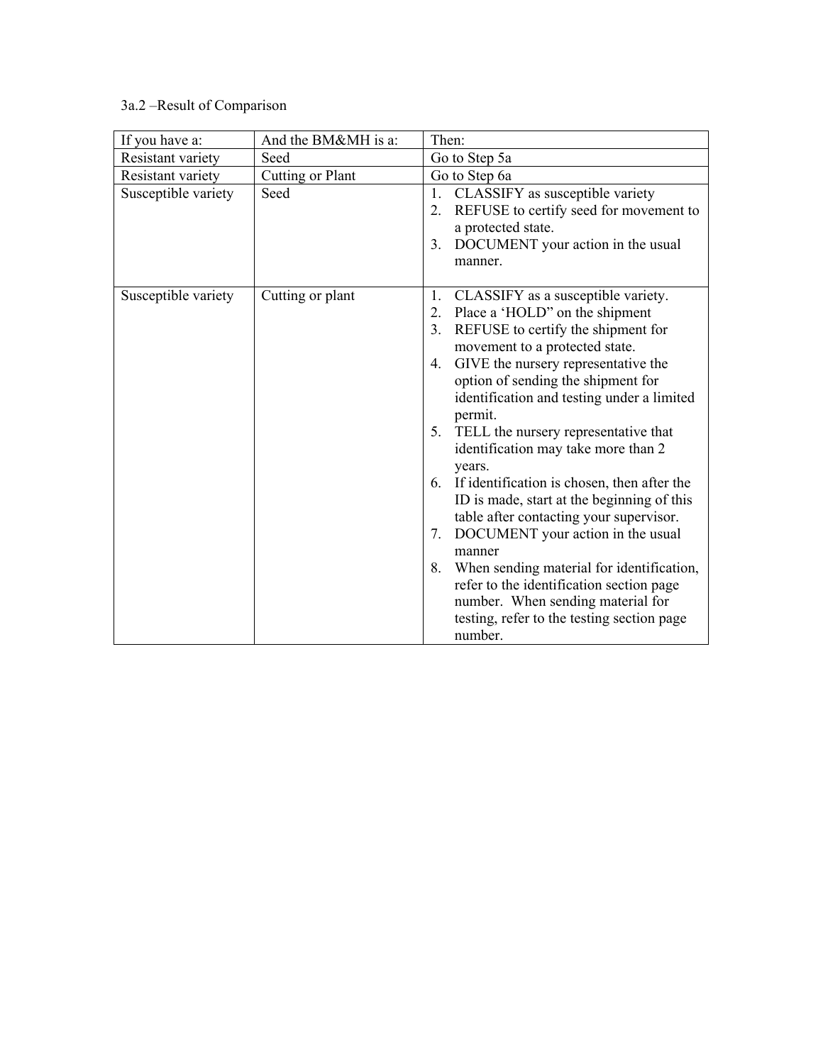3a.2 –Result of Comparison

| If you have a: | And the BM&MH is a: | Then: |
|---|---|---|
| Resistant variety | Seed | Go to Step 5a |
| Resistant variety | Cutting or Plant | Go to Step 6a |
| Susceptible variety | Seed | 1. CLASSIFY as susceptible variety<br>2. REFUSE to certify seed for movement to a protected state.<br>3. DOCUMENT your action in the usual manner. |
| Susceptible variety | Cutting or plant | 1. CLASSIFY as a susceptible variety.<br>2. Place a 'HOLD" on the shipment<br>3. REFUSE to certify the shipment for movement to a protected state.<br>4. GIVE the nursery representative the option of sending the shipment for identification and testing under a limited permit.<br>5. TELL the nursery representative that identification may take more than 2 years.<br>6. If identification is chosen, then after the ID is made, start at the beginning of this table after contacting your supervisor.<br>7. DOCUMENT your action in the usual manner<br>8. When sending material for identification, refer to the identification section page number. When sending material for testing, refer to the testing section page number. |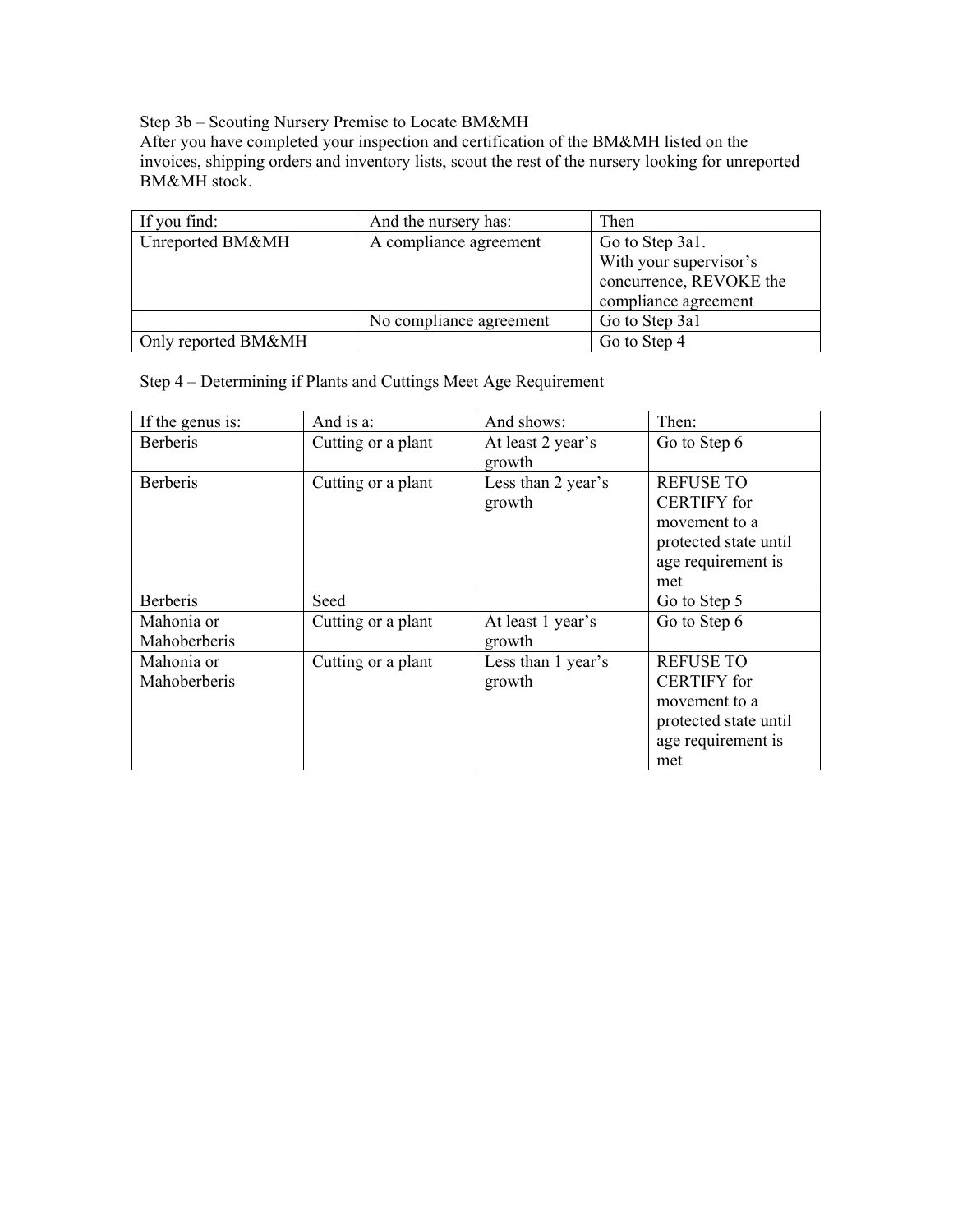Step 3b – Scouting Nursery Premise to Locate BM&MH

After you have completed your inspection and certification of the BM&MH listed on the invoices, shipping orders and inventory lists, scout the rest of the nursery looking for unreported BM&MH stock.

| If you find: | And the nursery has: | Then |
|---|---|---|
| Unreported BM&MH | A compliance agreement | Go to Step 3a1. With your supervisor's concurrence, REVOKE the compliance agreement |
| | No compliance agreement | Go to Step 3a1 |
| Only reported BM&MH | | Go to Step 4 |

Step 4 – Determining if Plants and Cuttings Meet Age Requirement

| If the genus is: | And is a: | And shows: | Then: |
|---|---|---|---|
| Berberis | Cutting or a plant | At least 2 year's growth | Go to Step 6 |
| Berberis | Cutting or a plant | Less than 2 year's growth | REFUSE TO CERTIFY for movement to a protected state until age requirement is met |
| Berberis | Seed | | Go to Step 5 |
| Mahonia or Mahoberberis | Cutting or a plant | At least 1 year's growth | Go to Step 6 |
| Mahonia or Mahoberberis | Cutting or a plant | Less than 1 year's growth | REFUSE TO CERTIFY for movement to a protected state until age requirement is met |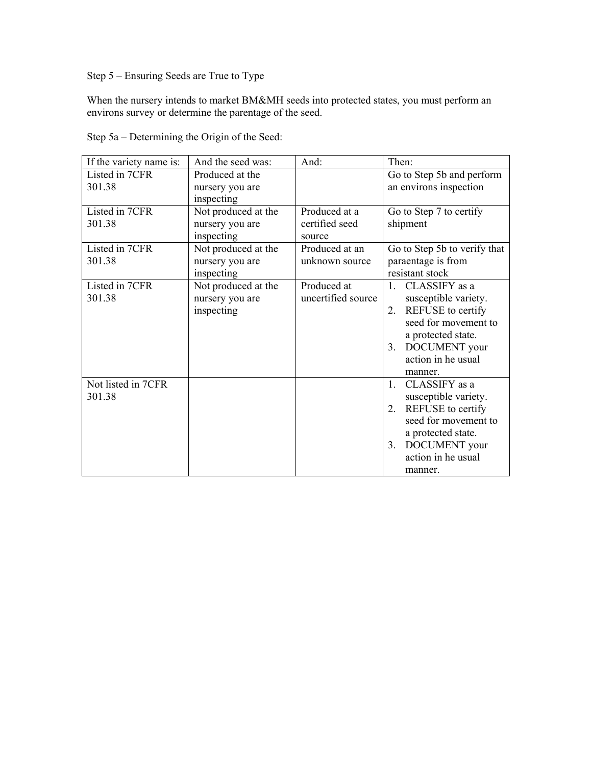Step 5 – Ensuring Seeds are True to Type

When the nursery intends to market BM&MH seeds into protected states, you must perform an environs survey or determine the parentage of the seed.

Step 5a – Determining the Origin of the Seed:

| If the variety name is: | And the seed was: | And: | Then: |
|---|---|---|---|
| Listed in 7CFR 301.38 | Produced at the nursery you are inspecting | | Go to Step 5b and perform an environs inspection |
| Listed in 7CFR 301.38 | Not produced at the nursery you are inspecting | Produced at a certified seed source | Go to Step 7 to certify shipment |
| Listed in 7CFR 301.38 | Not produced at the nursery you are inspecting | Produced at an unknown source | Go to Step 5b to verify that paraentage is from resistant stock |
| Listed in 7CFR 301.38 | Not produced at the nursery you are inspecting | Produced at uncertified source | 1. CLASSIFY as a susceptible variety. 2. REFUSE to certify seed for movement to a protected state. 3. DOCUMENT your action in he usual manner. |
| Not listed in 7CFR 301.38 | | | 1. CLASSIFY as a susceptible variety. 2. REFUSE to certify seed for movement to a protected state. 3. DOCUMENT your action in he usual manner. |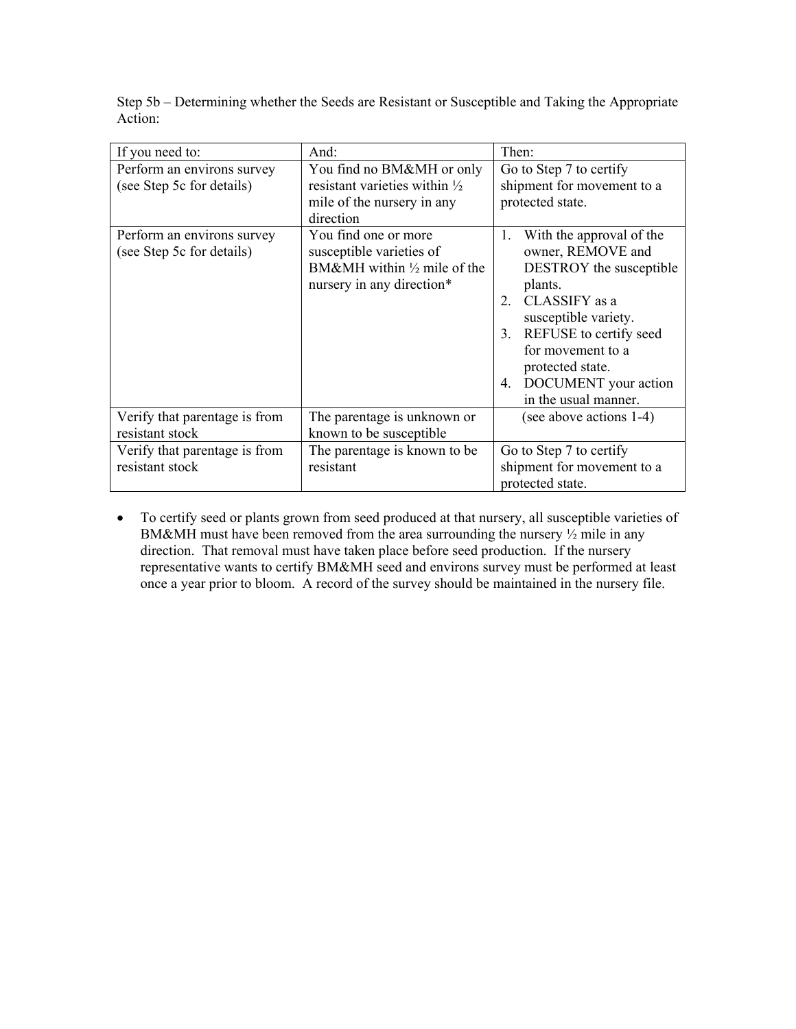Step 5b – Determining whether the Seeds are Resistant or Susceptible and Taking the Appropriate Action:

| If you need to: | And: | Then: |
|---|---|---|
| Perform an environs survey (see Step 5c for details) | You find no BM&MH or only resistant varieties within ½ mile of the nursery in any direction | Go to Step 7 to certify shipment for movement to a protected state. |
| Perform an environs survey (see Step 5c for details) | You find one or more susceptible varieties of BM&MH within ½ mile of the nursery in any direction* | 1. With the approval of the owner, REMOVE and DESTROY the susceptible plants.<br>2. CLASSIFY as a susceptible variety.<br>3. REFUSE to certify seed for movement to a protected state.<br>4. DOCUMENT your action in the usual manner. |
| Verify that parentage is from resistant stock | The parentage is unknown or known to be susceptible | (see above actions 1-4) |
| Verify that parentage is from resistant stock | The parentage is known to be resistant | Go to Step 7 to certify shipment for movement to a protected state. |

- To certify seed or plants grown from seed produced at that nursery, all susceptible varieties of BM&MH must have been removed from the area surrounding the nursery ½ mile in any direction. That removal must have taken place before seed production. If the nursery representative wants to certify BM&MH seed and environs survey must be performed at least once a year prior to bloom. A record of the survey should be maintained in the nursery file.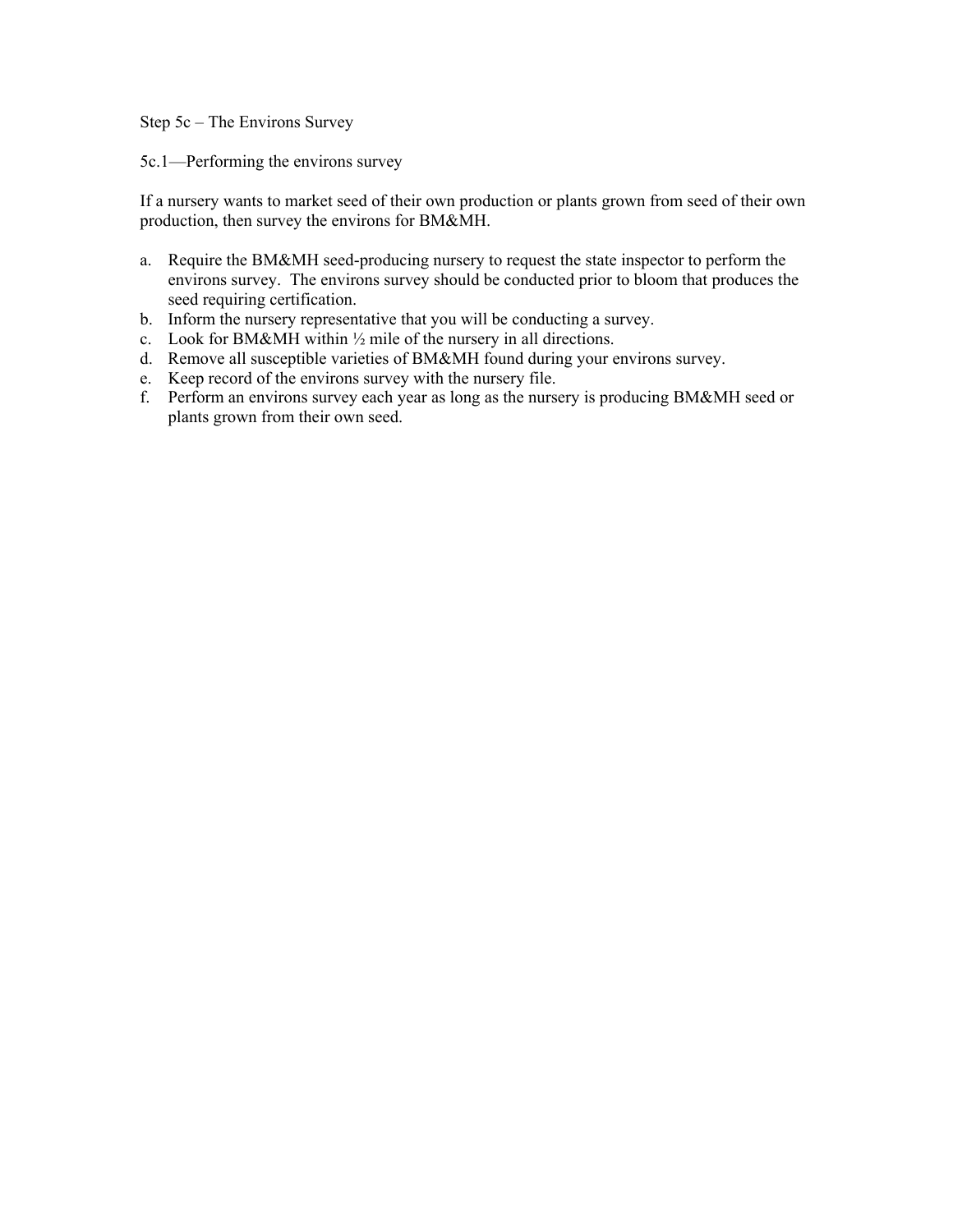## Step 5c – The Environs Survey

### 5c.1—Performing the environs survey

If a nursery wants to market seed of their own production or plants grown from seed of their own production, then survey the environs for BM&MH.

a. Require the BM&MH seed-producing nursery to request the state inspector to perform the environs survey. The environs survey should be conducted prior to bloom that produces the seed requiring certification.
b. Inform the nursery representative that you will be conducting a survey.
c. Look for BM&MH within ½ mile of the nursery in all directions.
d. Remove all susceptible varieties of BM&MH found during your environs survey.
e. Keep record of the environs survey with the nursery file.
f. Perform an environs survey each year as long as the nursery is producing BM&MH seed or plants grown from their own seed.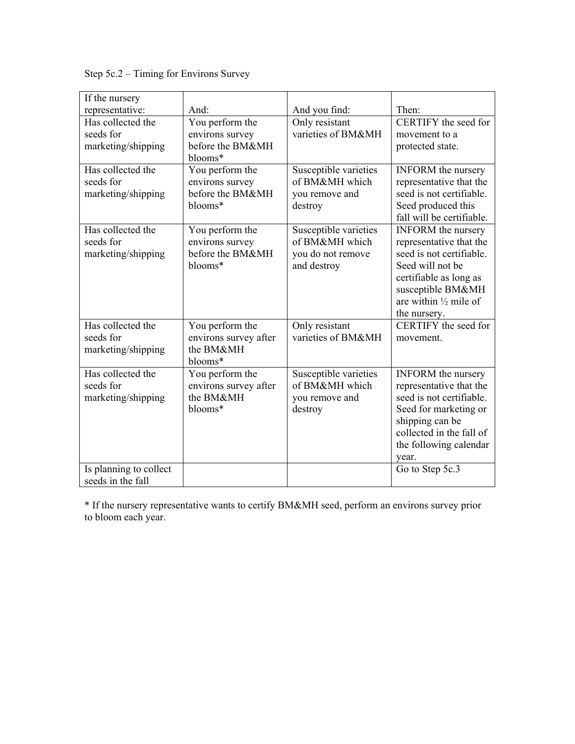Step 5c.2 – Timing for Environs Survey

| If the nursery representative: | And: | And you find: | Then: |
|---|---|---|---|
| Has collected the seeds for marketing/shipping | You perform the environs survey before the BM&MH blooms* | Only resistant varieties of BM&MH | CERTIFY the seed for movement to a protected state. |
| Has collected the seeds for marketing/shipping | You perform the environs survey before the BM&MH blooms* | Susceptible varieties of BM&MH which you remove and destroy | INFORM the nursery representative that the seed is not certifiable. Seed produced this fall will be certifiable. |
| Has collected the seeds for marketing/shipping | You perform the environs survey before the BM&MH blooms* | Susceptible varieties of BM&MH which you do not remove and destroy | INFORM the nursery representative that the seed is not certifiable. Seed will not be certifiable as long as susceptible BM&MH are within ½ mile of the nursery. |
| Has collected the seeds for marketing/shipping | You perform the environs survey after the BM&MH blooms* | Only resistant varieties of BM&MH | CERTIFY the seed for movement. |
| Has collected the seeds for marketing/shipping | You perform the environs survey after the BM&MH blooms* | Susceptible varieties of BM&MH which you remove and destroy | INFORM the nursery representative that the seed is not certifiable. Seed for marketing or shipping can be collected in the fall of the following calendar year. |
| Is planning to collect seeds in the fall | | | Go to Step 5c.3 |

* If the nursery representative wants to certify BM&MH seed, perform an environs survey prior to bloom each year.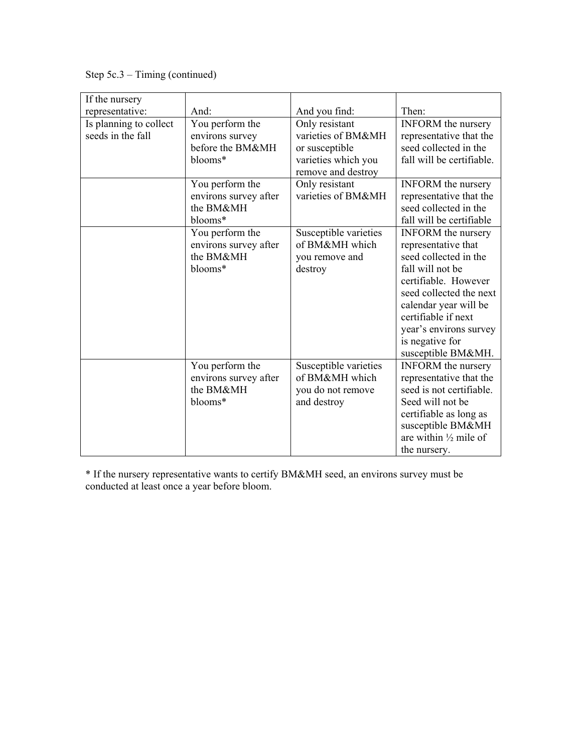Step 5c.3 – Timing (continued)

| If the nursery representative: | And: | And you find: | Then: |
|---|---|---|---|
| Is planning to collect seeds in the fall | You perform the environs survey before the BM&MH blooms* | Only resistant varieties of BM&MH or susceptible varieties which you remove and destroy | INFORM the nursery representative that the seed collected in the fall will be certifiable. |
| | You perform the environs survey after the BM&MH blooms* | Only resistant varieties of BM&MH | INFORM the nursery representative that the seed collected in the fall will be certifiable |
| | You perform the environs survey after the BM&MH blooms* | Susceptible varieties of BM&MH which you remove and destroy | INFORM the nursery representative that seed collected in the fall will not be certifiable. However seed collected the next calendar year will be certifiable if next year's environs survey is negative for susceptible BM&MH. |
| | You perform the environs survey after the BM&MH blooms* | Susceptible varieties of BM&MH which you do not remove and destroy | INFORM the nursery representative that the seed is not certifiable. Seed will not be certifiable as long as susceptible BM&MH are within ½ mile of the nursery. |

* If the nursery representative wants to certify BM&MH seed, an environs survey must be conducted at least once a year before bloom.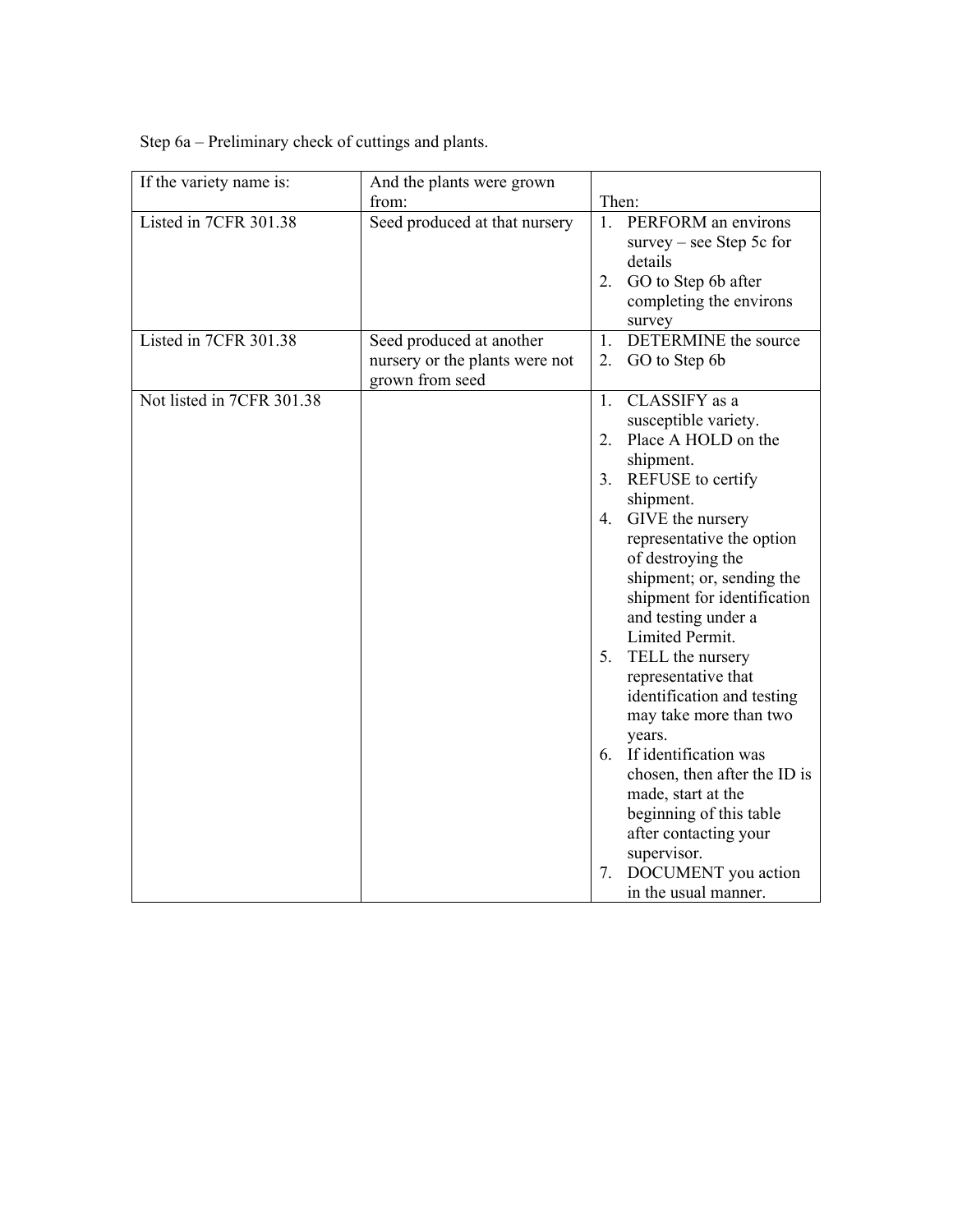Step 6a – Preliminary check of cuttings and plants.

| If the variety name is: | And the plants were grown from: | Then: |
|---|---|---|
| Listed in 7CFR 301.38 | Seed produced at that nursery | 1. PERFORM an environs survey – see Step 5c for details<br>2. GO to Step 6b after completing the environs survey |
| Listed in 7CFR 301.38 | Seed produced at another nursery or the plants were not grown from seed | 1. DETERMINE the source<br>2. GO to Step 6b |
| Not listed in 7CFR 301.38 | | 1. CLASSIFY as a susceptible variety.<br>2. Place A HOLD on the shipment.<br>3. REFUSE to certify shipment.<br>4. GIVE the nursery representative the option of destroying the shipment; or, sending the shipment for identification and testing under a Limited Permit.<br>5. TELL the nursery representative that identification and testing may take more than two years.<br>6. If identification was chosen, then after the ID is made, start at the beginning of this table after contacting your supervisor.<br>7. DOCUMENT you action in the usual manner. |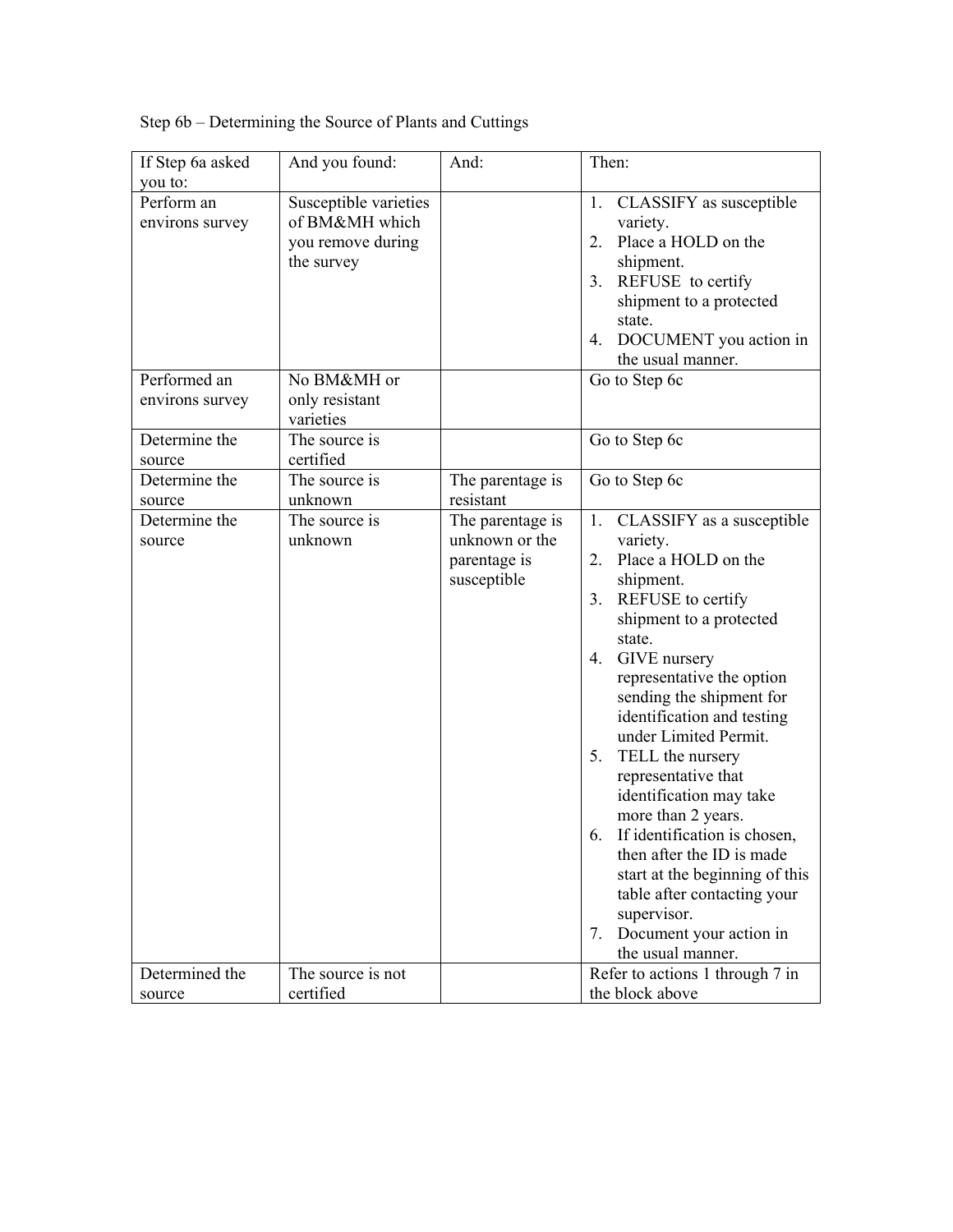Step 6b – Determining the Source of Plants and Cuttings

| If Step 6a asked you to: | And you found: | And: | Then: |
|---|---|---|---|
| Perform an environs survey | Susceptible varieties of BM&MH which you remove during the survey | | 1. CLASSIFY as susceptible variety.<br>2. Place a HOLD on the shipment.<br>3. REFUSE to certify shipment to a protected state.<br>4. DOCUMENT you action in the usual manner. |
| Performed an environs survey | No BM&MH or only resistant varieties | | Go to Step 6c |
| Determine the source | The source is certified | | Go to Step 6c |
| Determine the source | The source is unknown | The parentage is resistant | Go to Step 6c |
| Determine the source | The source is unknown | The parentage is unknown or the parentage is susceptible | 1. CLASSIFY as a susceptible variety.<br>2. Place a HOLD on the shipment.<br>3. REFUSE to certify shipment to a protected state.<br>4. GIVE nursery representative the option sending the shipment for identification and testing under Limited Permit.<br>5. TELL the nursery representative that identification may take more than 2 years.<br>6. If identification is chosen, then after the ID is made start at the beginning of this table after contacting your supervisor.<br>7. Document your action in the usual manner. |
| Determined the source | The source is not certified | | Refer to actions 1 through 7 in the block above |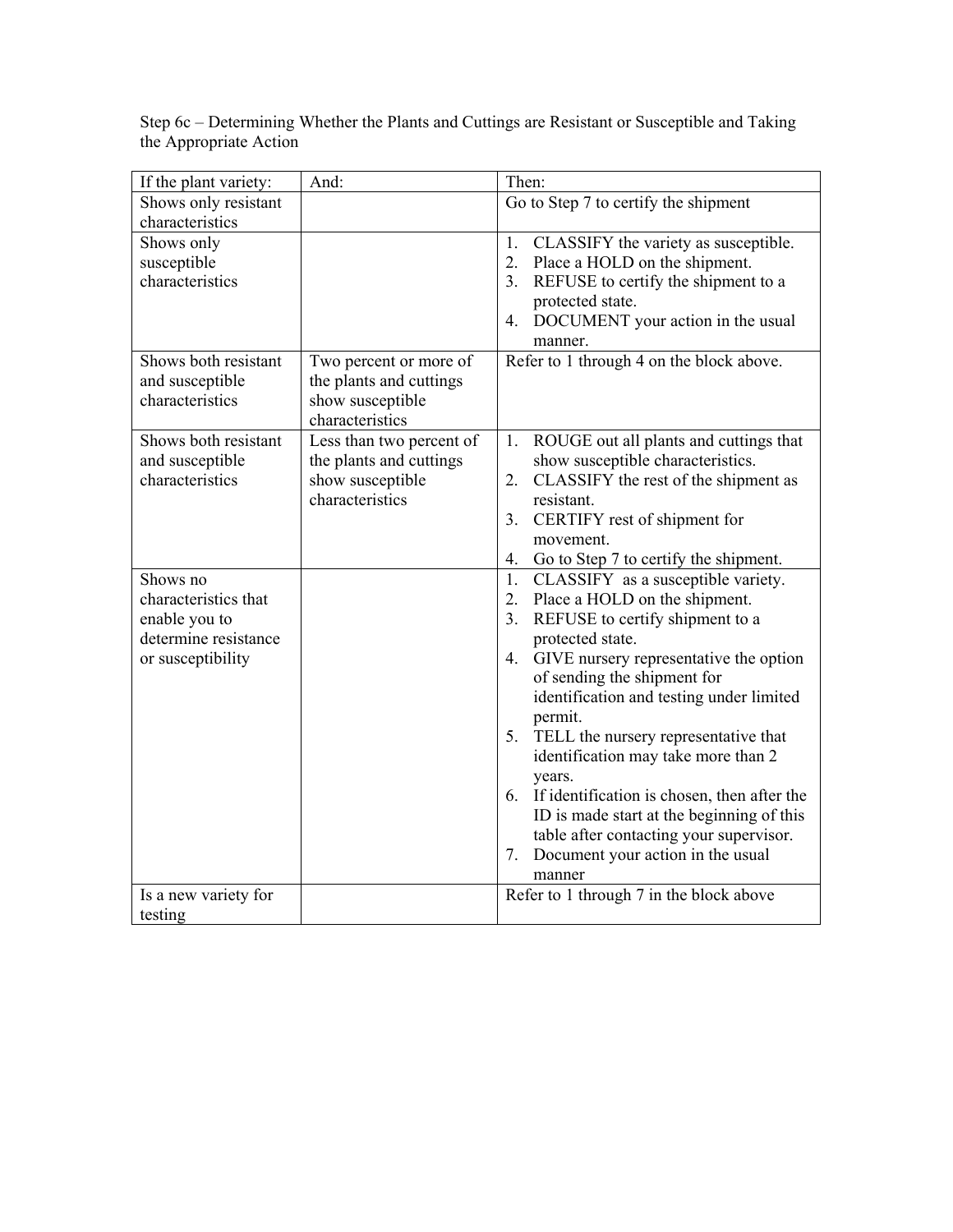Step 6c – Determining Whether the Plants and Cuttings are Resistant or Susceptible and Taking the Appropriate Action

| If the plant variety: | And: | Then: |
| --- | --- | --- |
| Shows only resistant characteristics | | Go to Step 7 to certify the shipment |
| Shows only susceptible characteristics | | 1. CLASSIFY the variety as susceptible.<br>2. Place a HOLD on the shipment.<br>3. REFUSE to certify the shipment to a protected state.<br>4. DOCUMENT your action in the usual manner. |
| Shows both resistant and susceptible characteristics | Two percent or more of the plants and cuttings show susceptible characteristics | Refer to 1 through 4 on the block above. |
| Shows both resistant and susceptible characteristics | Less than two percent of the plants and cuttings show susceptible characteristics | 1. ROUGE out all plants and cuttings that show susceptible characteristics.<br>2. CLASSIFY the rest of the shipment as resistant.<br>3. CERTIFY rest of shipment for movement.<br>4. Go to Step 7 to certify the shipment. |
| Shows no characteristics that enable you to determine resistance or susceptibility | | 1. CLASSIFY as a susceptible variety.<br>2. Place a HOLD on the shipment.<br>3. REFUSE to certify shipment to a protected state.<br>4. GIVE nursery representative the option of sending the shipment for identification and testing under limited permit.<br>5. TELL the nursery representative that identification may take more than 2 years.<br>6. If identification is chosen, then after the ID is made start at the beginning of this table after contacting your supervisor.<br>7. Document your action in the usual manner |
| Is a new variety for testing | | Refer to 1 through 7 in the block above |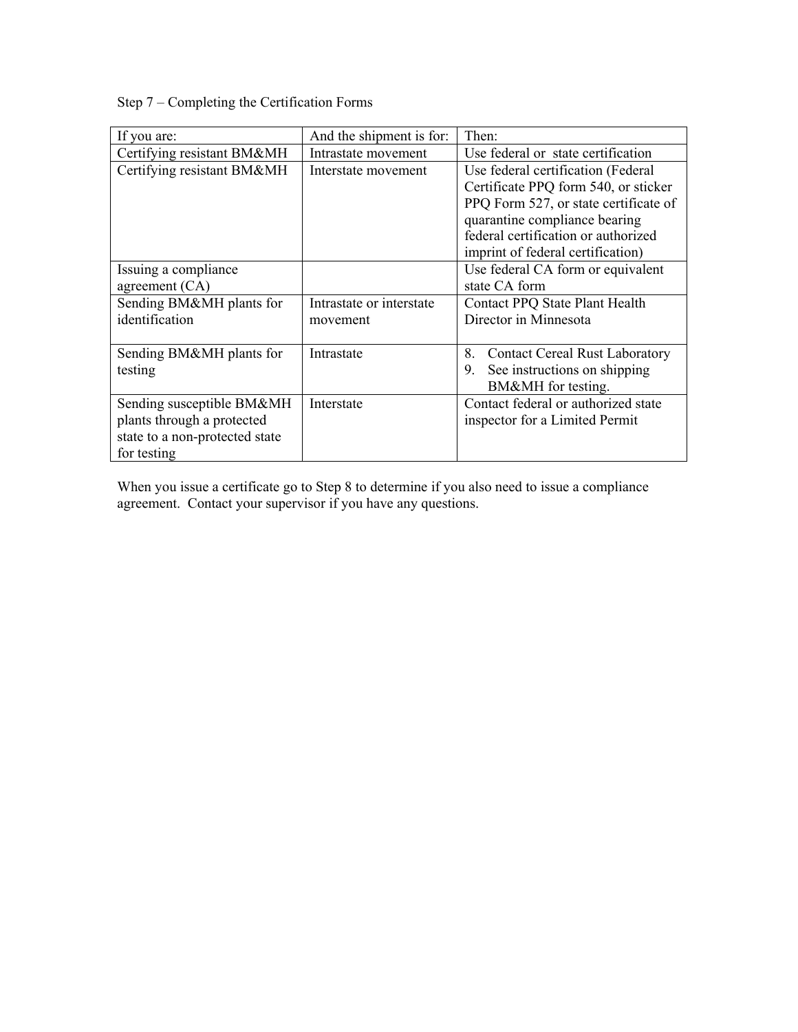Step 7 – Completing the Certification Forms

| If you are: | And the shipment is for: | Then: |
|---|---|---|
| Certifying resistant BM&MH | Intrastate movement | Use federal or state certification |
| Certifying resistant BM&MH | Interstate movement | Use federal certification (Federal Certificate PPQ form 540, or sticker PPQ Form 527, or state certificate of quarantine compliance bearing federal certification or authorized imprint of federal certification) |
| Issuing a compliance agreement (CA) | | Use federal CA form or equivalent state CA form |
| Sending BM&MH plants for identification | Intrastate or interstate movement | Contact PPQ State Plant Health Director in Minnesota |
| Sending BM&MH plants for testing | Intrastate | 8. Contact Cereal Rust Laboratory<br>9. See instructions on shipping BM&MH for testing. |
| Sending susceptible BM&MH plants through a protected state to a non-protected state for testing | Interstate | Contact federal or authorized state inspector for a Limited Permit |

When you issue a certificate go to Step 8 to determine if you also need to issue a compliance agreement. Contact your supervisor if you have any questions.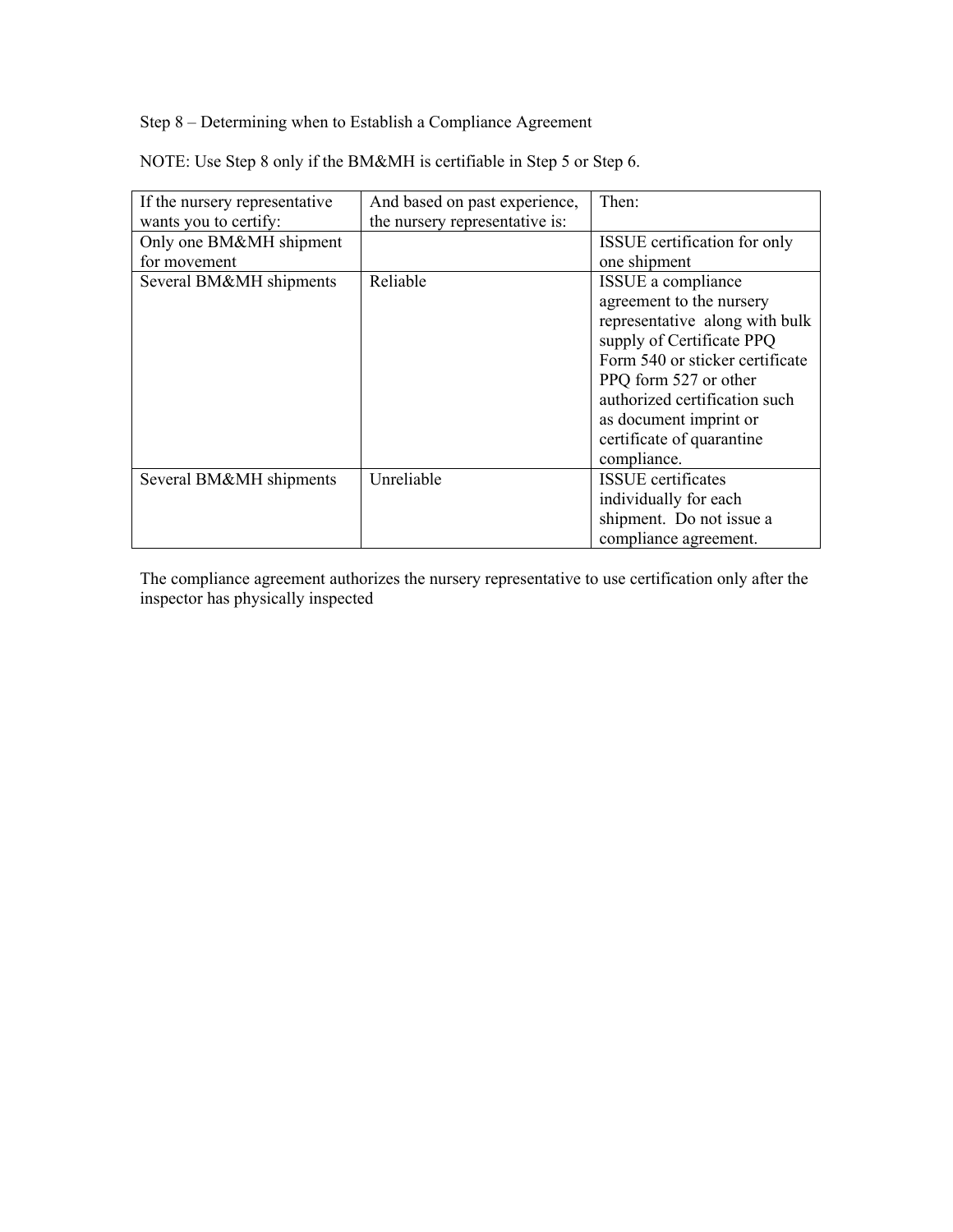Step 8 – Determining when to Establish a Compliance Agreement

NOTE: Use Step 8 only if the BM&MH is certifiable in Step 5 or Step 6.

| If the nursery representative wants you to certify: | And based on past experience, the nursery representative is: | Then: |
| --- | --- | --- |
| Only one BM&MH shipment for movement | | ISSUE certification for only one shipment |
| Several BM&MH shipments | Reliable | ISSUE a compliance agreement to the nursery representative along with bulk supply of Certificate PPQ Form 540 or sticker certificate PPQ form 527 or other authorized certification such as document imprint or certificate of quarantine compliance. |
| Several BM&MH shipments | Unreliable | ISSUE certificates individually for each shipment. Do not issue a compliance agreement. |

The compliance agreement authorizes the nursery representative to use certification only after the inspector has physically inspected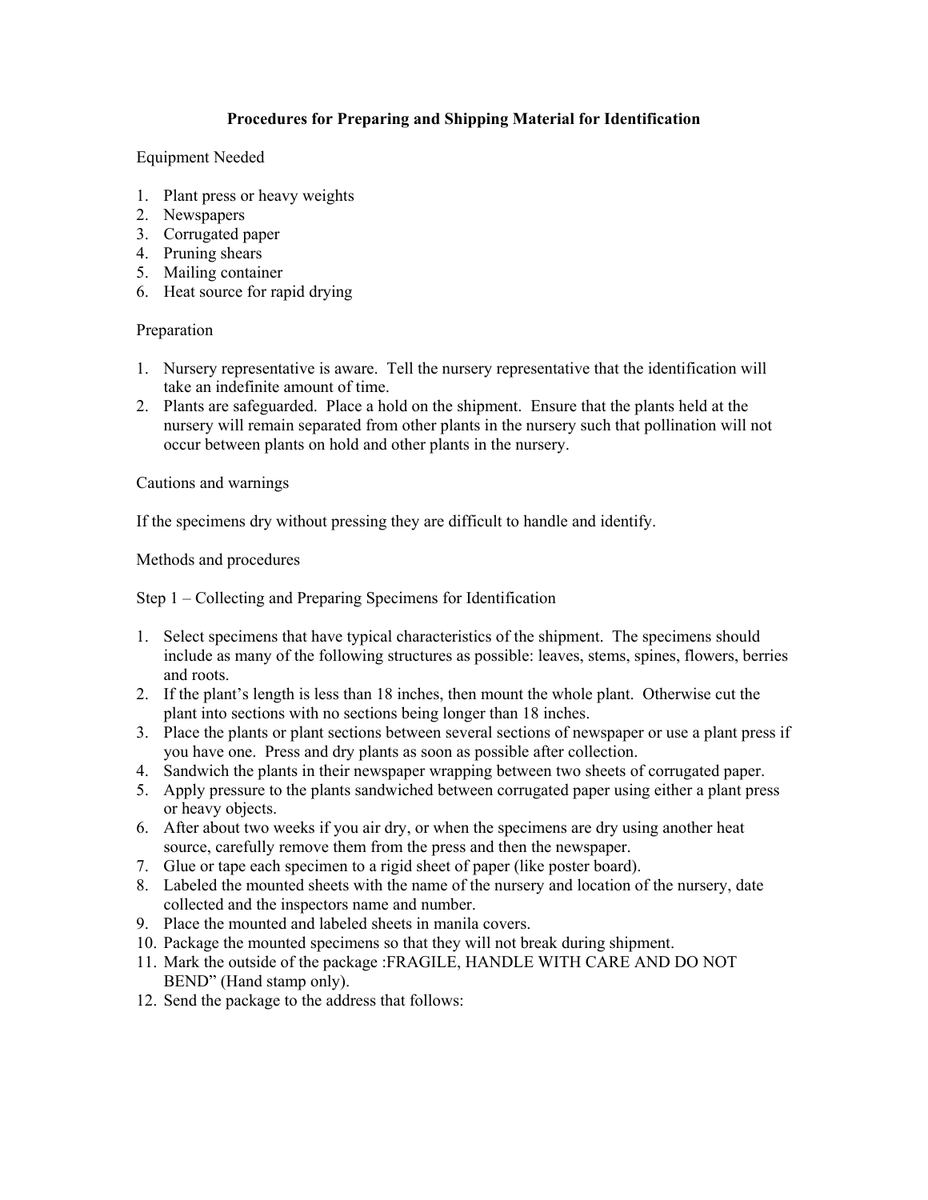## Procedures for Preparing and Shipping Material for Identification

Equipment Needed

1. Plant press or heavy weights
2. Newspapers
3. Corrugated paper
4. Pruning shears
5. Mailing container
6. Heat source for rapid drying

Preparation

1. Nursery representative is aware. Tell the nursery representative that the identification will take an indefinite amount of time.
2. Plants are safeguarded. Place a hold on the shipment. Ensure that the plants held at the nursery will remain separated from other plants in the nursery such that pollination will not occur between plants on hold and other plants in the nursery.

Cautions and warnings

If the specimens dry without pressing they are difficult to handle and identify.

Methods and procedures

Step 1 – Collecting and Preparing Specimens for Identification

1. Select specimens that have typical characteristics of the shipment. The specimens should include as many of the following structures as possible: leaves, stems, spines, flowers, berries and roots.
2. If the plant's length is less than 18 inches, then mount the whole plant. Otherwise cut the plant into sections with no sections being longer than 18 inches.
3. Place the plants or plant sections between several sections of newspaper or use a plant press if you have one. Press and dry plants as soon as possible after collection.
4. Sandwich the plants in their newspaper wrapping between two sheets of corrugated paper.
5. Apply pressure to the plants sandwiched between corrugated paper using either a plant press or heavy objects.
6. After about two weeks if you air dry, or when the specimens are dry using another heat source, carefully remove them from the press and then the newspaper.
7. Glue or tape each specimen to a rigid sheet of paper (like poster board).
8. Labeled the mounted sheets with the name of the nursery and location of the nursery, date collected and the inspectors name and number.
9. Place the mounted and labeled sheets in manila covers.
10. Package the mounted specimens so that they will not break during shipment.
11. Mark the outside of the package :FRAGILE, HANDLE WITH CARE AND DO NOT BEND" (Hand stamp only).
12. Send the package to the address that follows: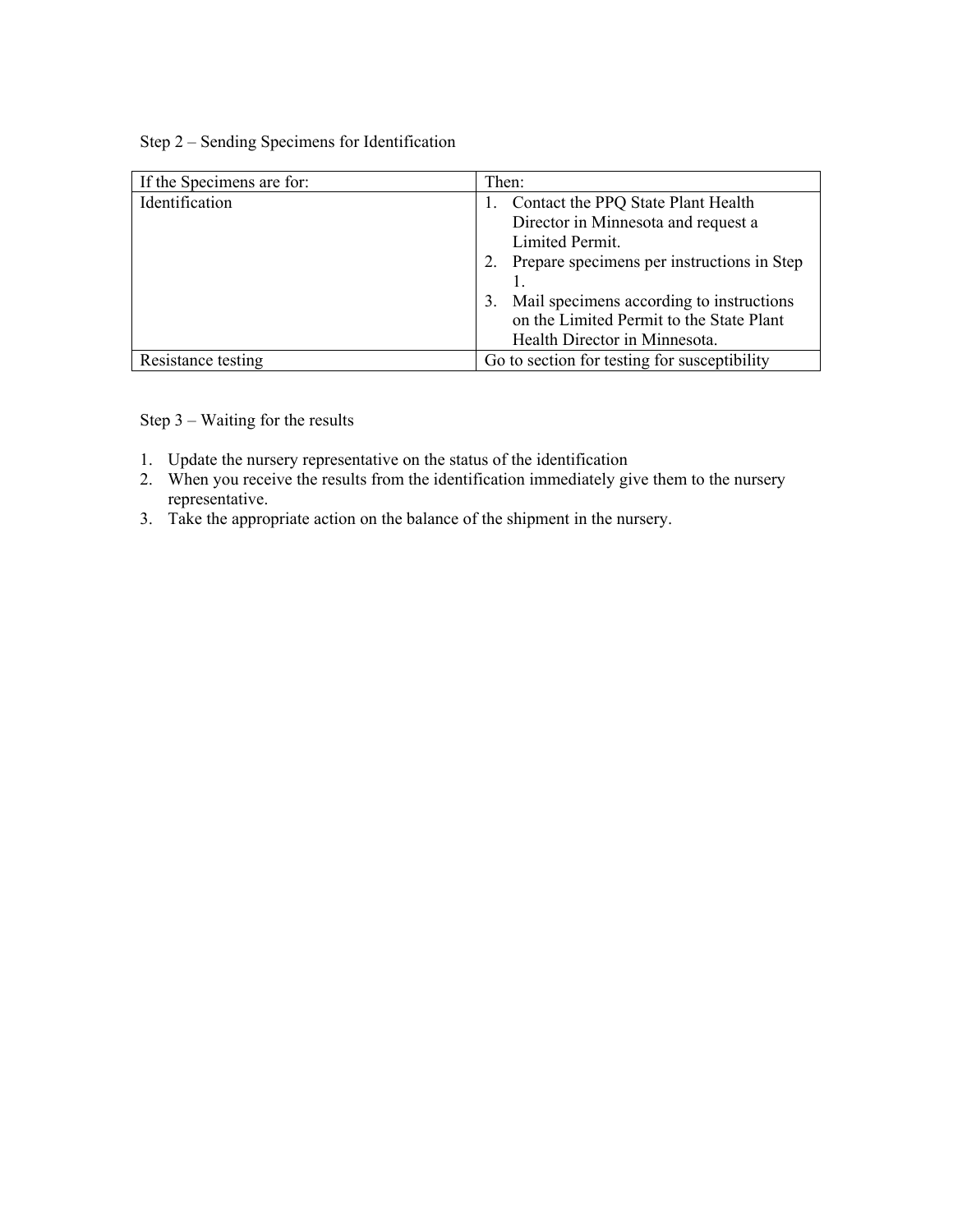Step 2 – Sending Specimens for Identification

| If the Specimens are for: | Then: |
| --- | --- |
| Identification | 1. Contact the PPQ State Plant Health Director in Minnesota and request a Limited Permit.<br>2. Prepare specimens per instructions in Step 1.<br>3. Mail specimens according to instructions on the Limited Permit to the State Plant Health Director in Minnesota. |
| Resistance testing | Go to section for testing for susceptibility |

Step 3 – Waiting for the results

1. Update the nursery representative on the status of the identification
2. When you receive the results from the identification immediately give them to the nursery representative.
3. Take the appropriate action on the balance of the shipment in the nursery.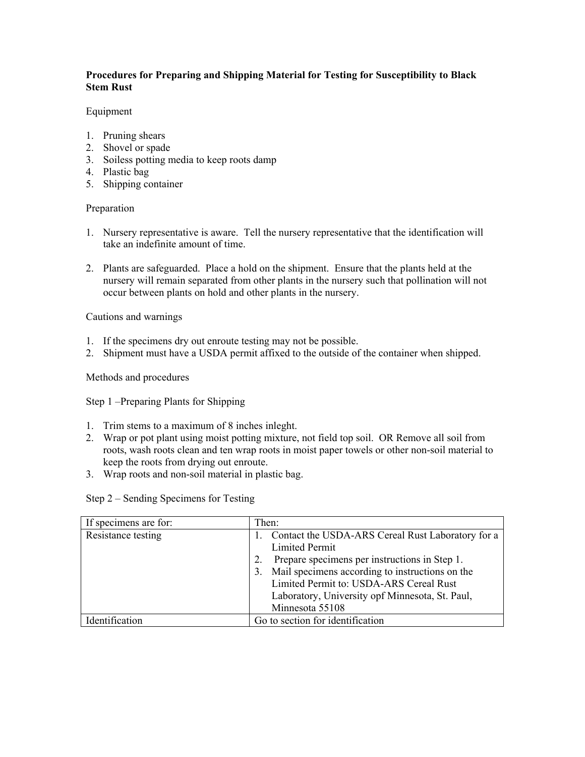**Procedures for Preparing and Shipping Material for Testing for Susceptibility to Black Stem Rust**

Equipment

1. Pruning shears
2. Shovel or spade
3. Soiless potting media to keep roots damp
4. Plastic bag
5. Shipping container

Preparation

1. Nursery representative is aware. Tell the nursery representative that the identification will take an indefinite amount of time.

2. Plants are safeguarded. Place a hold on the shipment. Ensure that the plants held at the nursery will remain separated from other plants in the nursery such that pollination will not occur between plants on hold and other plants in the nursery.

Cautions and warnings

1. If the specimens dry out enroute testing may not be possible.
2. Shipment must have a USDA permit affixed to the outside of the container when shipped.

Methods and procedures

Step 1 –Preparing Plants for Shipping

1. Trim stems to a maximum of 8 inches inleght.
2. Wrap or pot plant using moist potting mixture, not field top soil. OR Remove all soil from roots, wash roots clean and ten wrap roots in moist paper towels or other non-soil material to keep the roots from drying out enroute.
3. Wrap roots and non-soil material in plastic bag.

Step 2 – Sending Specimens for Testing

| If specimens are for: | Then: |
|---|---|
| Resistance testing | 1. Contact the USDA-ARS Cereal Rust Laboratory for a Limited Permit<br>2. Prepare specimens per instructions in Step 1.<br>3. Mail specimens according to instructions on the Limited Permit to: USDA-ARS Cereal Rust Laboratory, University opf Minnesota, St. Paul, Minnesota 55108 |
| Identification | Go to section for identification |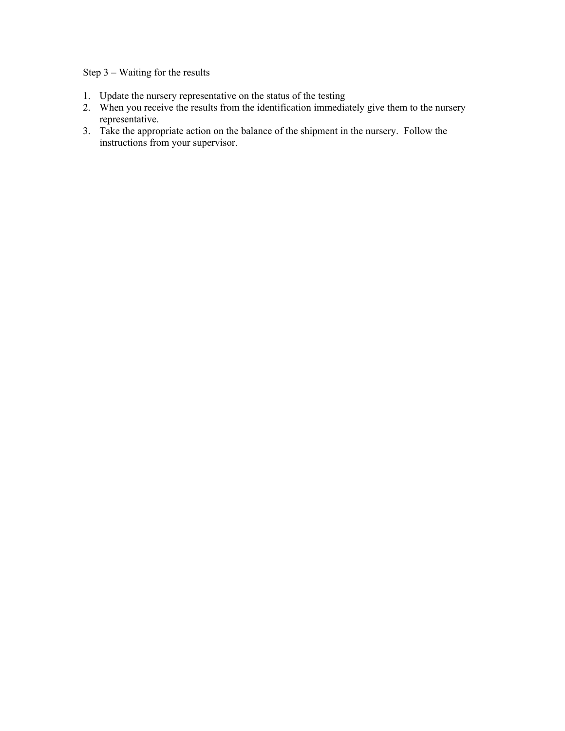Step 3 – Waiting for the results

1. Update the nursery representative on the status of the testing
2. When you receive the results from the identification immediately give them to the nursery representative.
3. Take the appropriate action on the balance of the shipment in the nursery. Follow the instructions from your supervisor.